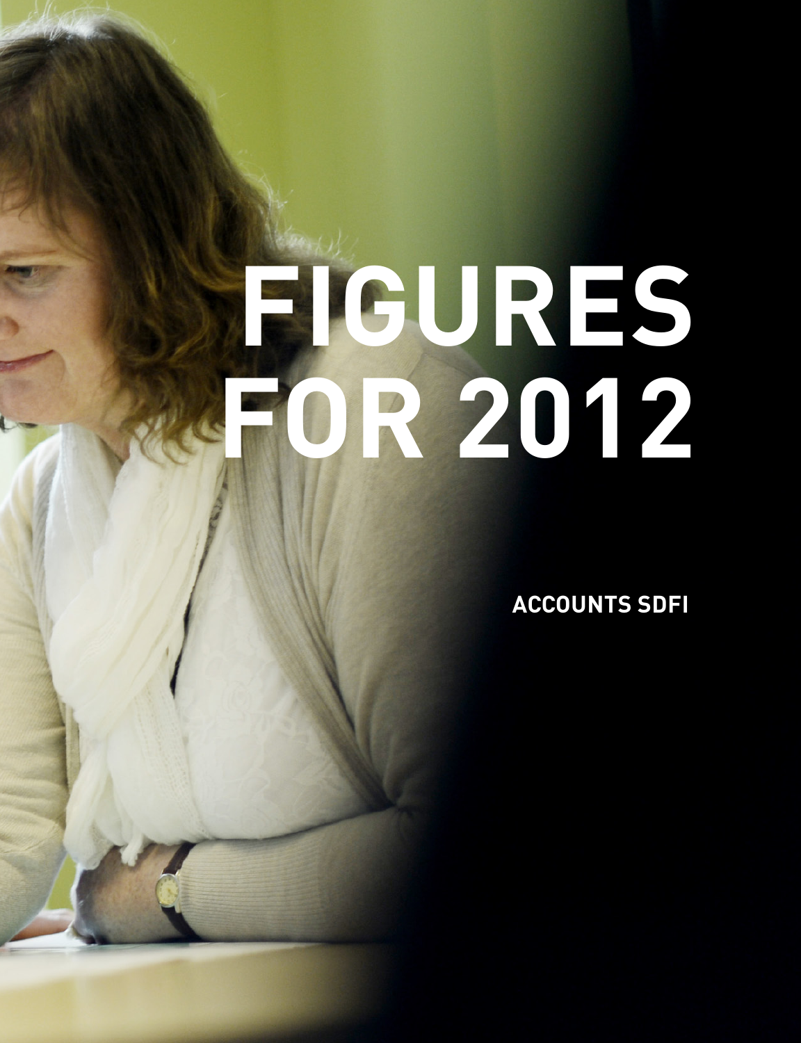# FIGURES FOR 2012

**ACCOUNTS SDFI**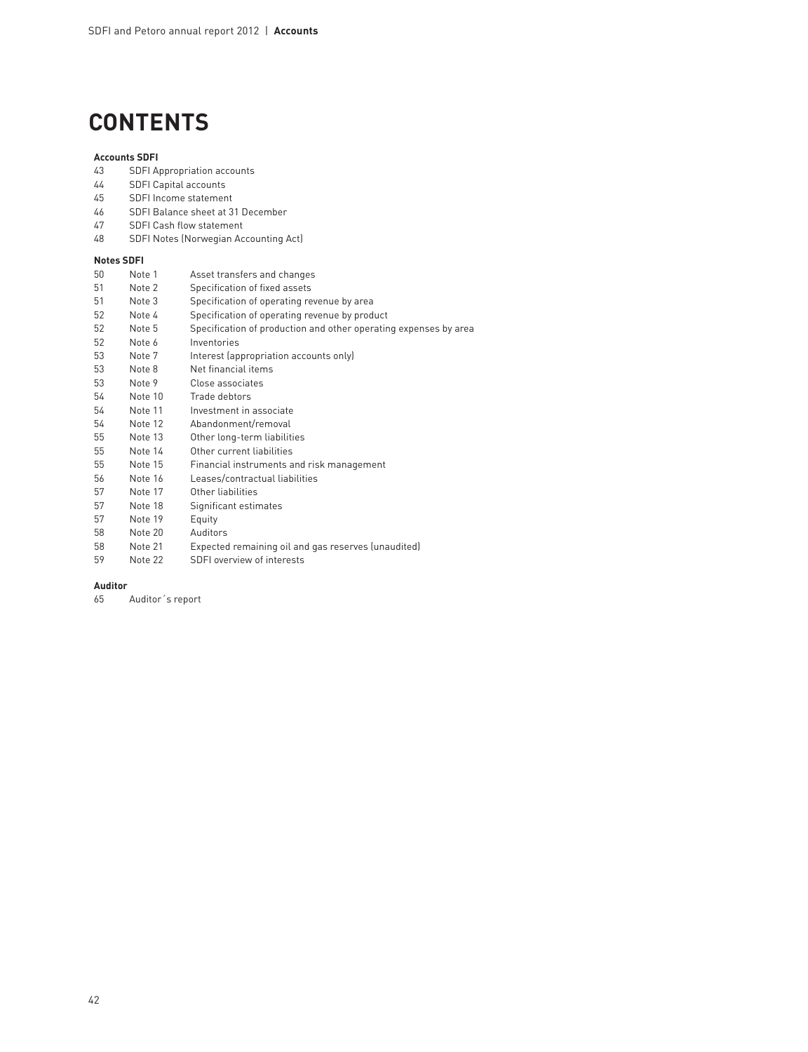# CONTENTS

**Accounts SDFI**

| | |
|---|---|
| 43 | SDFI Appropriation accounts |
| 44 | SDFI Capital accounts |
| 45 | SDFI Income statement |
| 46 | SDFI Balance sheet at 31 December |
| 47 | SDFI Cash flow statement |
| 48 | SDFI Notes (Norwegian Accounting Act) |

**Notes SDFI**

| | | |
|---|---|---|
| 50 | Note 1 | Asset transfers and changes |
| 51 | Note 2 | Specification of fixed assets |
| 51 | Note 3 | Specification of operating revenue by area |
| 52 | Note 4 | Specification of operating revenue by product |
| 52 | Note 5 | Specification of production and other operating expenses by area |
| 52 | Note 6 | Inventories |
| 53 | Note 7 | Interest (appropriation accounts only) |
| 53 | Note 8 | Net financial items |
| 53 | Note 9 | Close associates |
| 54 | Note 10 | Trade debtors |
| 54 | Note 11 | Investment in associate |
| 54 | Note 12 | Abandonment/removal |
| 55 | Note 13 | Other long-term liabilities |
| 55 | Note 14 | Other current liabilities |
| 55 | Note 15 | Financial instruments and risk management |
| 56 | Note 16 | Leases/contractual liabilities |
| 57 | Note 17 | Other liabilities |
| 57 | Note 18 | Significant estimates |
| 57 | Note 19 | Equity |
| 58 | Note 20 | Auditors |
| 58 | Note 21 | Expected remaining oil and gas reserves (unaudited) |
| 59 | Note 22 | SDFI overview of interests |

**Auditor**

| | |
|---|---|
| 65 | Auditor´s report |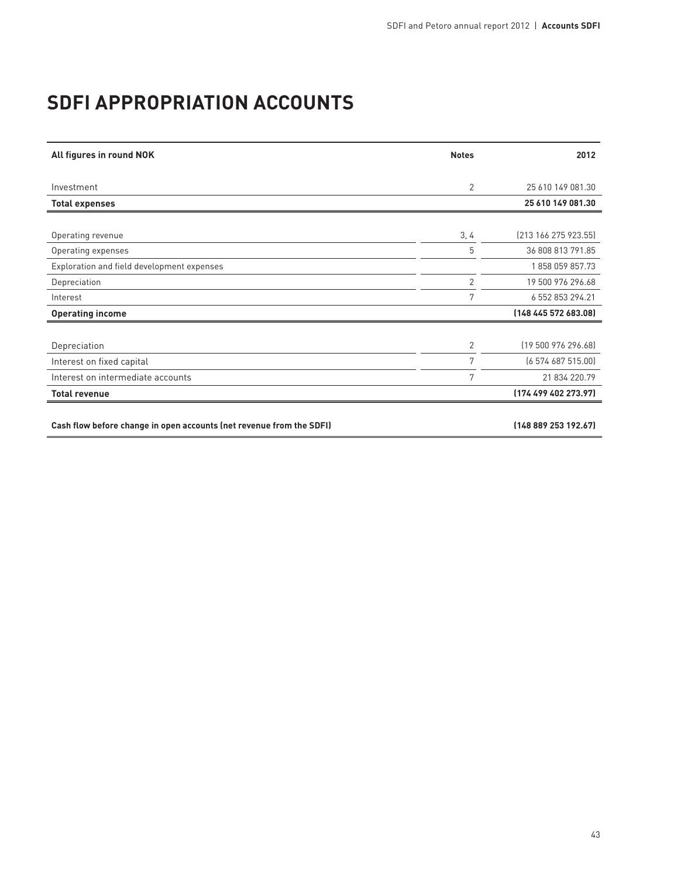# SDFI APPROPRIATION ACCOUNTS

| All figures in round NOK | Notes | 2012 |
|---|---|---|
| Investment | 2 | 25 610 149 081.30 |
| **Total expenses** | | **25 610 149 081.30** |
| | | |
| Operating revenue | 3, 4 | (213 166 275 923.55) |
| Operating expenses | 5 | 36 808 813 791.85 |
| Exploration and field development expenses | | 1 858 059 857.73 |
| Depreciation | 2 | 19 500 976 296.68 |
| Interest | 7 | 6 552 853 294.21 |
| **Operating income** | | **(148 445 572 683.08)** |
| | | |
| Depreciation | 2 | (19 500 976 296.68) |
| Interest on fixed capital | 7 | (6 574 687 515.00) |
| Interest on intermediate accounts | 7 | 21 834 220.79 |
| **Total revenue** | | **(174 499 402 273.97)** |
| | | |
| **Cash flow before change in open accounts (net revenue from the SDFI)** | | **(148 889 253 192.67)** |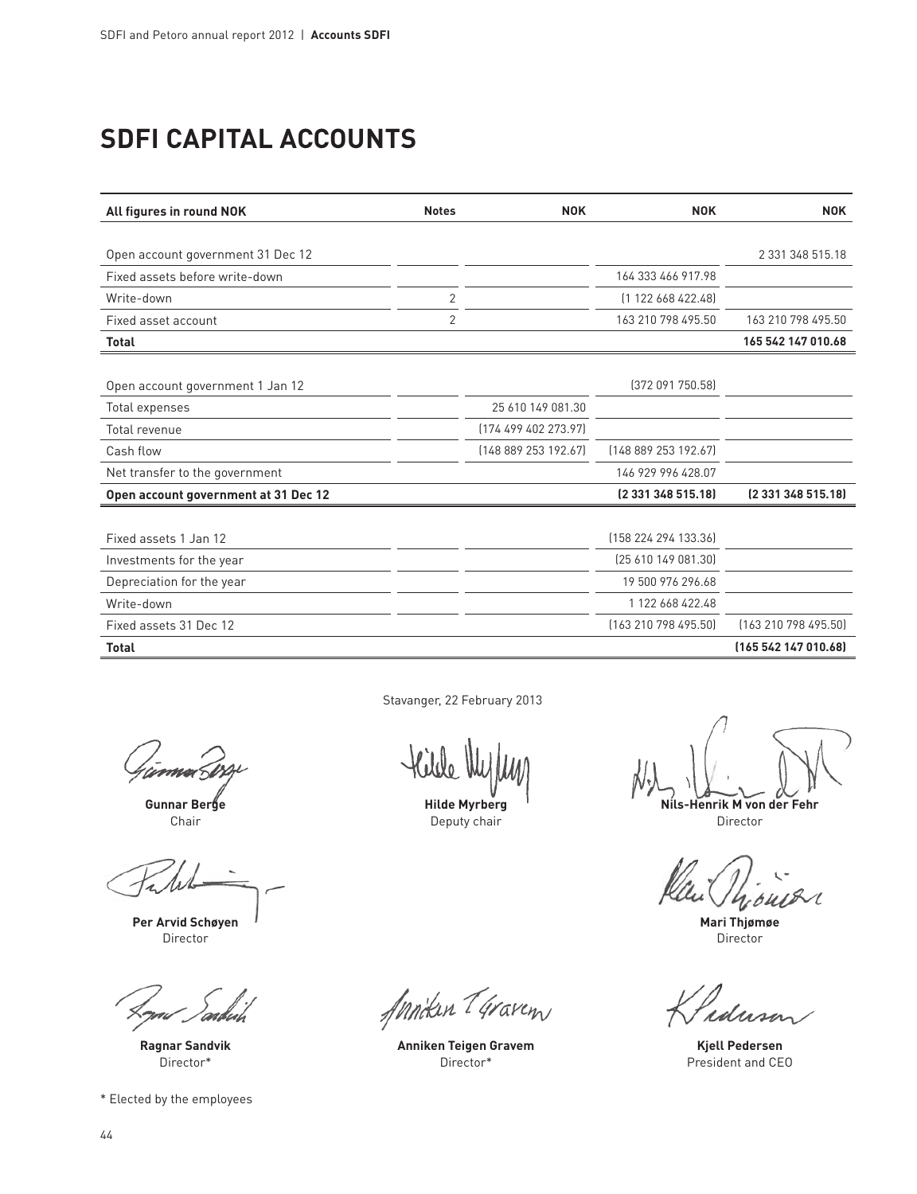# SDFI CAPITAL ACCOUNTS

| All figures in round NOK | Notes | NOK | NOK | NOK |
|---|---|---|---|---|
| Open account government 31 Dec 12 | | | | 2 331 348 515.18 |
| Fixed assets before write-down | | | 164 333 466 917.98 | |
| Write-down | 2 | | (1 122 668 422.48) | |
| Fixed asset account | 2 | | 163 210 798 495.50 | 163 210 798 495.50 |
| **Total** | | | | **165 542 147 010.68** |
| | | | | |
| Open account government 1 Jan 12 | | | (372 091 750.58) | |
| Total expenses | | 25 610 149 081.30 | | |
| Total revenue | | (174 499 402 273.97) | | |
| Cash flow | | (148 889 253 192.67) | (148 889 253 192.67) | |
| Net transfer to the government | | | 146 929 996 428.07 | |
| **Open account government at 31 Dec 12** | | | **(2 331 348 515.18)** | **(2 331 348 515.18)** |
| | | | | |
| Fixed assets 1 Jan 12 | | | (158 224 294 133.36) | |
| Investments for the year | | | (25 610 149 081.30) | |
| Depreciation for the year | | | 19 500 976 296.68 | |
| Write-down | | | 1 122 668 422.48 | |
| Fixed assets 31 Dec 12 | | | (163 210 798 495.50) | (163 210 798 495.50) |
| **Total** | | | | **(165 542 147 010.68)** |

Stavanger, 22 February 2013

**Gunnar Berge**
Chair

**Hilde Myrberg**
Deputy chair

**Nils-Henrik M von der Fehr**
Director

**Per Arvid Schøyen**
Director

**Mari Thjømøe**
Director

**Ragnar Sandvik**
Director*

**Anniken Teigen Gravem**
Director*

**Kjell Pedersen**
President and CEO

\* Elected by the employees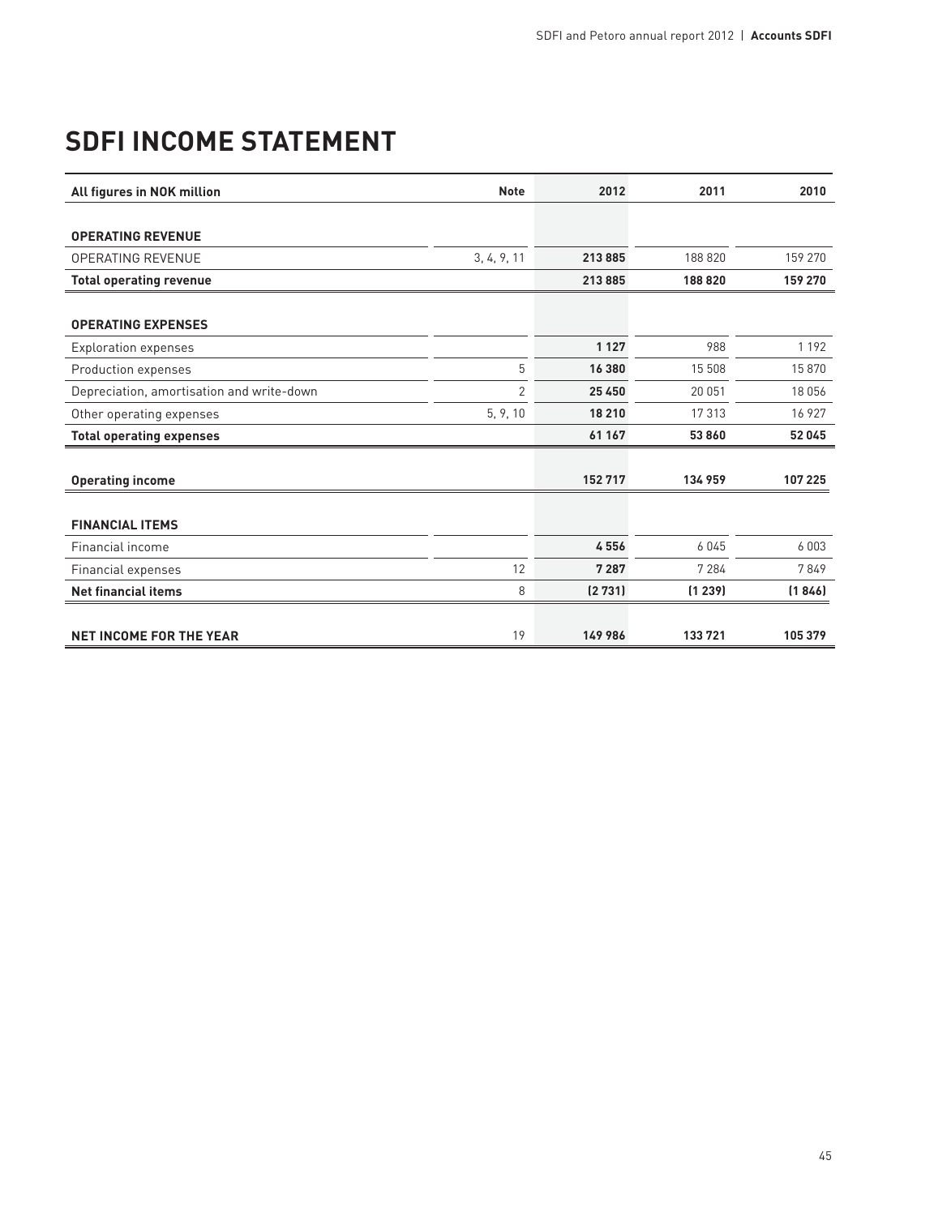# SDFI INCOME STATEMENT

| All figures in NOK million | Note | 2012 | 2011 | 2010 |
|---|---|---|---|---|
| **OPERATING REVENUE** | | | | |
| OPERATING REVENUE | 3, 4, 9, 11 | **213 885** | 188 820 | 159 270 |
| **Total operating revenue** | | **213 885** | **188 820** | **159 270** |
| **OPERATING EXPENSES** | | | | |
| Exploration expenses | | **1 127** | 988 | 1 192 |
| Production expenses | 5 | **16 380** | 15 508 | 15 870 |
| Depreciation, amortisation and write-down | 2 | **25 450** | 20 051 | 18 056 |
| Other operating expenses | 5, 9, 10 | **18 210** | 17 313 | 16 927 |
| **Total operating expenses** | | **61 167** | **53 860** | **52 045** |
| **Operating income** | | **152 717** | **134 959** | **107 225** |
| **FINANCIAL ITEMS** | | | | |
| Financial income | | **4 556** | 6 045 | 6 003 |
| Financial expenses | 12 | **7 287** | 7 284 | 7 849 |
| **Net financial items** | 8 | **(2 731)** | **(1 239)** | **(1 846)** |
| **NET INCOME FOR THE YEAR** | 19 | **149 986** | **133 721** | **105 379** |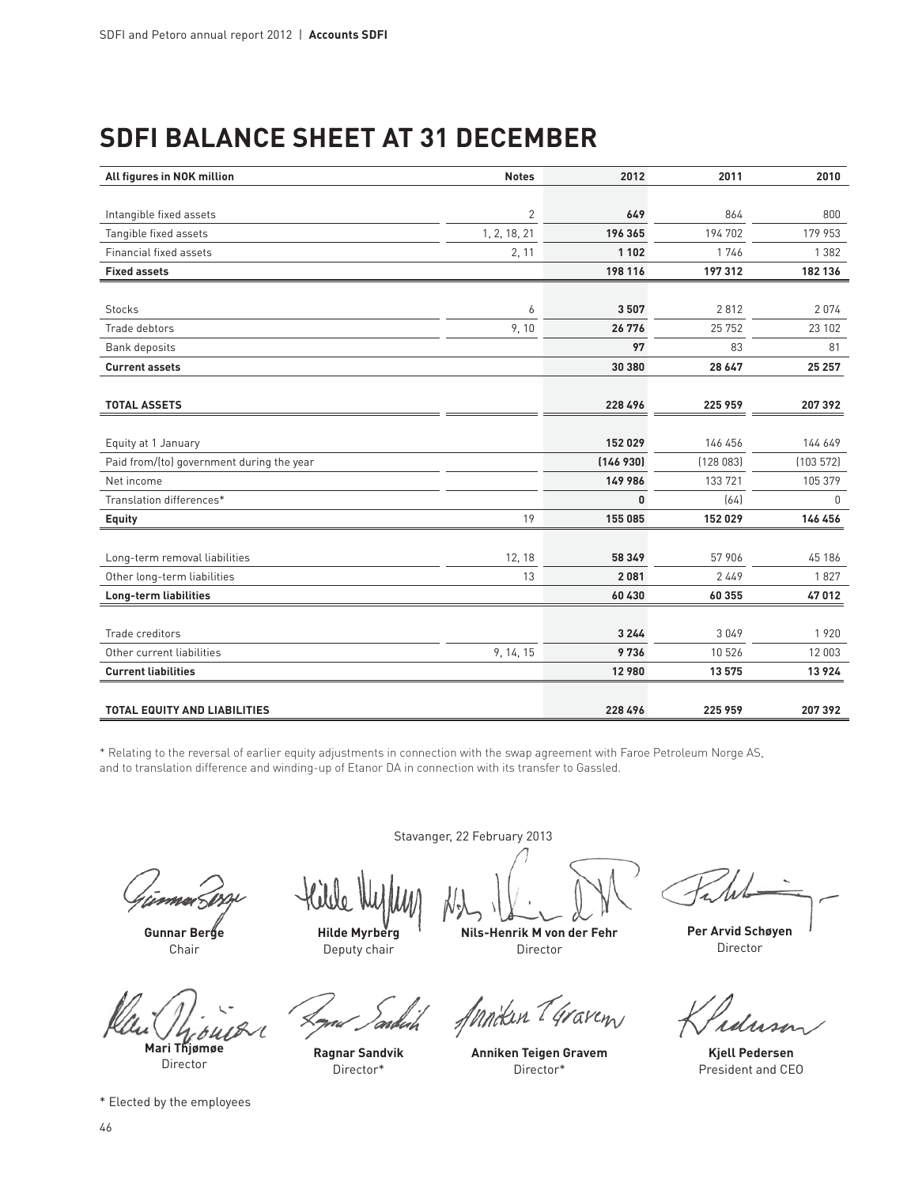# SDFI BALANCE SHEET AT 31 DECEMBER

| All figures in NOK million | Notes | 2012 | 2011 | 2010 |
|---|---|---|---|---|
| Intangible fixed assets | 2 | **649** | 864 | 800 |
| Tangible fixed assets | 1, 2, 18, 21 | **196 365** | 194 702 | 179 953 |
| Financial fixed assets | 2, 11 | **1 102** | 1 746 | 1 382 |
| **Fixed assets** | | **198 116** | **197 312** | **182 136** |
| Stocks | 6 | **3 507** | 2 812 | 2 074 |
| Trade debtors | 9, 10 | **26 776** | 25 752 | 23 102 |
| Bank deposits | | **97** | 83 | 81 |
| **Current assets** | | **30 380** | **28 647** | **25 257** |
| **TOTAL ASSETS** | | **228 496** | **225 959** | **207 392** |
| Equity at 1 January | | **152 029** | 146 456 | 144 649 |
| Paid from/(to) government during the year | | **(146 930)** | (128 083) | (103 572) |
| Net income | | **149 986** | 133 721 | 105 379 |
| Translation differences* | | **0** | (64) | 0 |
| **Equity** | 19 | **155 085** | **152 029** | **146 456** |
| Long-term removal liabilities | 12, 18 | **58 349** | 57 906 | 45 186 |
| Other long-term liabilities | 13 | **2 081** | 2 449 | 1 827 |
| **Long-term liabilities** | | **60 430** | **60 355** | **47 012** |
| Trade creditors | | **3 244** | 3 049 | 1 920 |
| Other current liabilities | 9, 14, 15 | **9 736** | 10 526 | 12 003 |
| **Current liabilities** | | **12 980** | **13 575** | **13 924** |
| **TOTAL EQUITY AND LIABILITIES** | | **228 496** | **225 959** | **207 392** |

* Relating to the reversal of earlier equity adjustments in connection with the swap agreement with Faroe Petroleum Norge AS, and to translation difference and winding-up of Etanor DA in connection with its transfer to Gassled.

Stavanger, 22 February 2013

**Gunnar Berge**
Chair

**Hilde Myrberg**
Deputy chair

**Nils-Henrik M von der Fehr**
Director

**Per Arvid Schøyen**
Director

**Mari Thjømøe**
Director

**Ragnar Sandvik**
Director*

**Anniken Teigen Gravem**
Director*

**Kjell Pedersen**
President and CEO

* Elected by the employees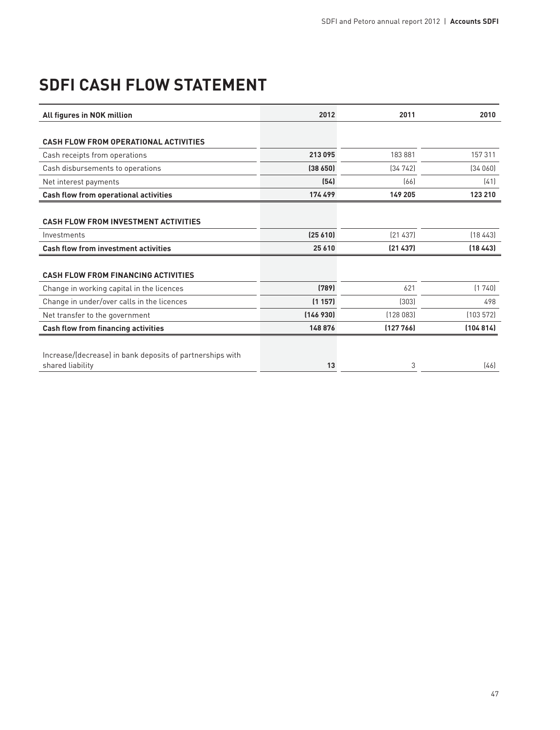# SDFI CASH FLOW STATEMENT

| All figures in NOK million | 2012 | 2011 | 2010 |
|---|---|---|---|
| **CASH FLOW FROM OPERATIONAL ACTIVITIES** | | | |
| Cash receipts from operations | **213 095** | 183 881 | 157 311 |
| Cash disbursements to operations | **(38 650)** | (34 742) | (34 060) |
| Net interest payments | **(54)** | (66) | (41) |
| **Cash flow from operational activities** | **174 499** | **149 205** | **123 210** |
| **CASH FLOW FROM INVESTMENT ACTIVITIES** | | | |
| Investments | **(25 610)** | (21 437) | (18 443) |
| **Cash flow from investment activities** | **25 610** | **(21 437)** | **(18 443)** |
| **CASH FLOW FROM FINANCING ACTIVITIES** | | | |
| Change in working capital in the licences | **(789)** | 621 | (1 740) |
| Change in under/over calls in the licences | **(1 157)** | (303) | 498 |
| Net transfer to the government | **(146 930)** | (128 083) | (103 572) |
| **Cash flow from financing activities** | **148 876** | **(127 766)** | **(104 814)** |
| Increase/(decrease) in bank deposits of partnerships with shared liability | **13** | 3 | (46) |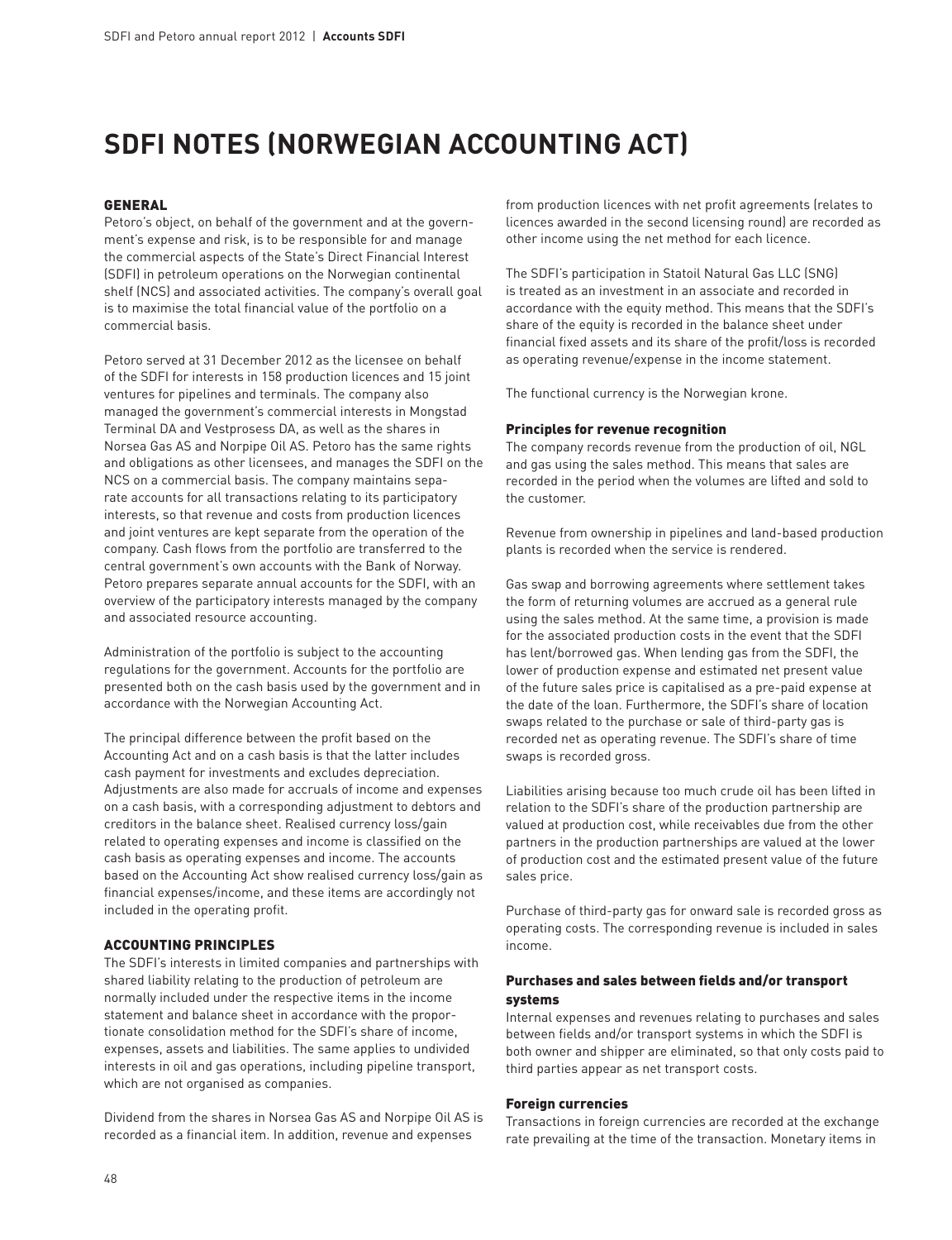# SDFI NOTES (NORWEGIAN ACCOUNTING ACT)

## GENERAL

Petoro's object, on behalf of the government and at the government's expense and risk, is to be responsible for and manage the commercial aspects of the State's Direct Financial Interest (SDFI) in petroleum operations on the Norwegian continental shelf (NCS) and associated activities. The company's overall goal is to maximise the total financial value of the portfolio on a commercial basis.

Petoro served at 31 December 2012 as the licensee on behalf of the SDFI for interests in 158 production licences and 15 joint ventures for pipelines and terminals. The company also managed the government's commercial interests in Mongstad Terminal DA and Vestprosess DA, as well as the shares in Norsea Gas AS and Norpipe Oil AS. Petoro has the same rights and obligations as other licensees, and manages the SDFI on the NCS on a commercial basis. The company maintains separate accounts for all transactions relating to its participatory interests, so that revenue and costs from production licences and joint ventures are kept separate from the operation of the company. Cash flows from the portfolio are transferred to the central government's own accounts with the Bank of Norway. Petoro prepares separate annual accounts for the SDFI, with an overview of the participatory interests managed by the company and associated resource accounting.

Administration of the portfolio is subject to the accounting regulations for the government. Accounts for the portfolio are presented both on the cash basis used by the government and in accordance with the Norwegian Accounting Act.

The principal difference between the profit based on the Accounting Act and on a cash basis is that the latter includes cash payment for investments and excludes depreciation. Adjustments are also made for accruals of income and expenses on a cash basis, with a corresponding adjustment to debtors and creditors in the balance sheet. Realised currency loss/gain related to operating expenses and income is classified on the cash basis as operating expenses and income. The accounts based on the Accounting Act show realised currency loss/gain as financial expenses/income, and these items are accordingly not included in the operating profit.

## ACCOUNTING PRINCIPLES

The SDFI's interests in limited companies and partnerships with shared liability relating to the production of petroleum are normally included under the respective items in the income statement and balance sheet in accordance with the proportionate consolidation method for the SDFI's share of income, expenses, assets and liabilities. The same applies to undivided interests in oil and gas operations, including pipeline transport, which are not organised as companies.

Dividend from the shares in Norsea Gas AS and Norpipe Oil AS is recorded as a financial item. In addition, revenue and expenses from production licences with net profit agreements (relates to licences awarded in the second licensing round) are recorded as other income using the net method for each licence.

The SDFI's participation in Statoil Natural Gas LLC (SNG) is treated as an investment in an associate and recorded in accordance with the equity method. This means that the SDFI's share of the equity is recorded in the balance sheet under financial fixed assets and its share of the profit/loss is recorded as operating revenue/expense in the income statement.

The functional currency is the Norwegian krone.

### Principles for revenue recognition

The company records revenue from the production of oil, NGL and gas using the sales method. This means that sales are recorded in the period when the volumes are lifted and sold to the customer.

Revenue from ownership in pipelines and land-based production plants is recorded when the service is rendered.

Gas swap and borrowing agreements where settlement takes the form of returning volumes are accrued as a general rule using the sales method. At the same time, a provision is made for the associated production costs in the event that the SDFI has lent/borrowed gas. When lending gas from the SDFI, the lower of production expense and estimated net present value of the future sales price is capitalised as a pre-paid expense at the date of the loan. Furthermore, the SDFI's share of location swaps related to the purchase or sale of third-party gas is recorded net as operating revenue. The SDFI's share of time swaps is recorded gross.

Liabilities arising because too much crude oil has been lifted in relation to the SDFI's share of the production partnership are valued at production cost, while receivables due from the other partners in the production partnerships are valued at the lower of production cost and the estimated present value of the future sales price.

Purchase of third-party gas for onward sale is recorded gross as operating costs. The corresponding revenue is included in sales income.

### Purchases and sales between fields and/or transport systems

Internal expenses and revenues relating to purchases and sales between fields and/or transport systems in which the SDFI is both owner and shipper are eliminated, so that only costs paid to third parties appear as net transport costs.

### Foreign currencies

Transactions in foreign currencies are recorded at the exchange rate prevailing at the time of the transaction. Monetary items in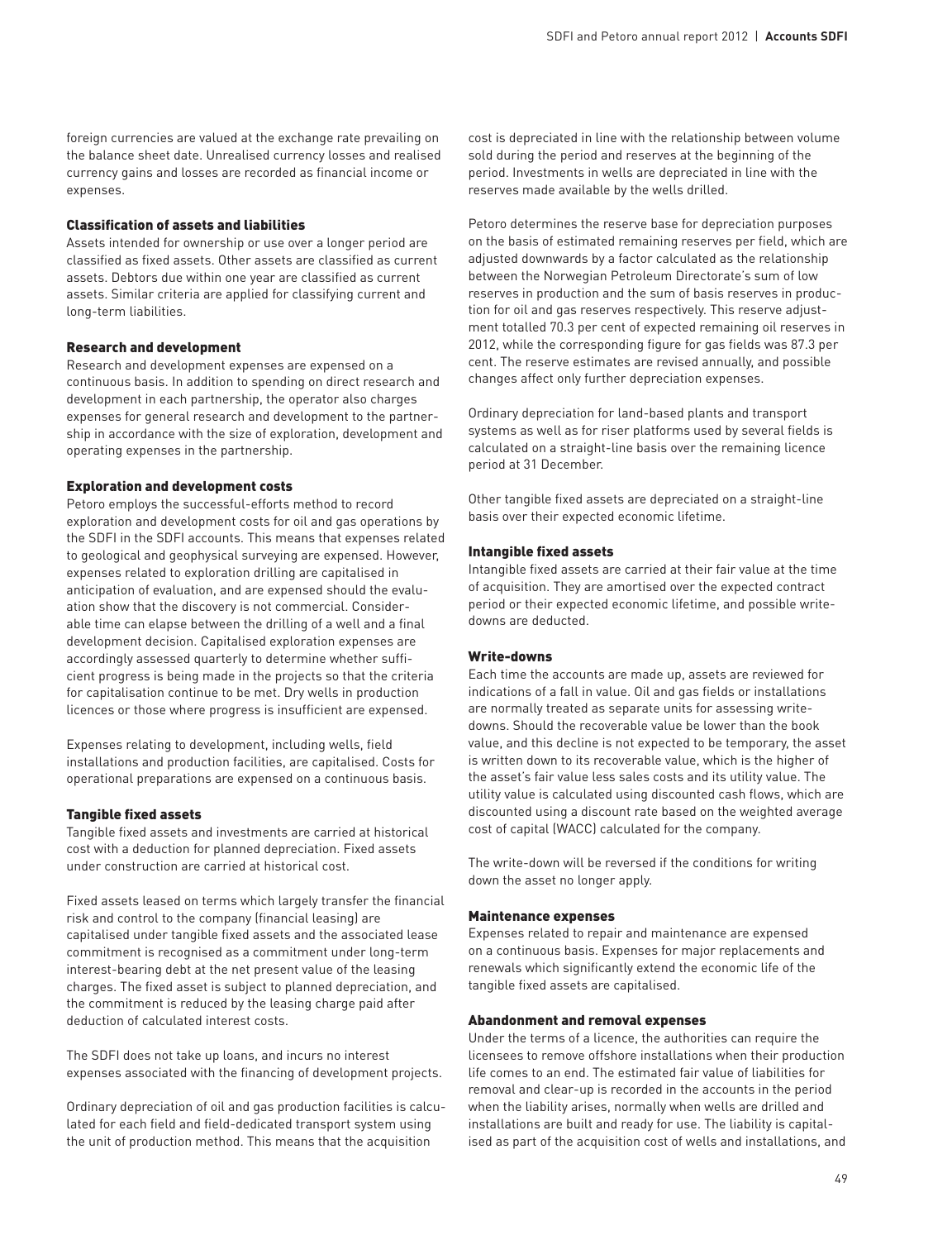foreign currencies are valued at the exchange rate prevailing on the balance sheet date. Unrealised currency losses and realised currency gains and losses are recorded as financial income or expenses.

### Classification of assets and liabilities

Assets intended for ownership or use over a longer period are classified as fixed assets. Other assets are classified as current assets. Debtors due within one year are classified as current assets. Similar criteria are applied for classifying current and long-term liabilities.

### Research and development

Research and development expenses are expensed on a continuous basis. In addition to spending on direct research and development in each partnership, the operator also charges expenses for general research and development to the partnership in accordance with the size of exploration, development and operating expenses in the partnership.

### Exploration and development costs

Petoro employs the successful-efforts method to record exploration and development costs for oil and gas operations by the SDFI in the SDFI accounts. This means that expenses related to geological and geophysical surveying are expensed. However, expenses related to exploration drilling are capitalised in anticipation of evaluation, and are expensed should the evaluation show that the discovery is not commercial. Considerable time can elapse between the drilling of a well and a final development decision. Capitalised exploration expenses are accordingly assessed quarterly to determine whether sufficient progress is being made in the projects so that the criteria for capitalisation continue to be met. Dry wells in production licences or those where progress is insufficient are expensed.

Expenses relating to development, including wells, field installations and production facilities, are capitalised. Costs for operational preparations are expensed on a continuous basis.

### Tangible fixed assets

Tangible fixed assets and investments are carried at historical cost with a deduction for planned depreciation. Fixed assets under construction are carried at historical cost.

Fixed assets leased on terms which largely transfer the financial risk and control to the company (financial leasing) are capitalised under tangible fixed assets and the associated lease commitment is recognised as a commitment under long-term interest-bearing debt at the net present value of the leasing charges. The fixed asset is subject to planned depreciation, and the commitment is reduced by the leasing charge paid after deduction of calculated interest costs.

The SDFI does not take up loans, and incurs no interest expenses associated with the financing of development projects.

Ordinary depreciation of oil and gas production facilities is calculated for each field and field-dedicated transport system using the unit of production method. This means that the acquisition cost is depreciated in line with the relationship between volume sold during the period and reserves at the beginning of the period. Investments in wells are depreciated in line with the reserves made available by the wells drilled.

Petoro determines the reserve base for depreciation purposes on the basis of estimated remaining reserves per field, which are adjusted downwards by a factor calculated as the relationship between the Norwegian Petroleum Directorate's sum of low reserves in production and the sum of basis reserves in production for oil and gas reserves respectively. This reserve adjustment totalled 70.3 per cent of expected remaining oil reserves in 2012, while the corresponding figure for gas fields was 87.3 per cent. The reserve estimates are revised annually, and possible changes affect only further depreciation expenses.

Ordinary depreciation for land-based plants and transport systems as well as for riser platforms used by several fields is calculated on a straight-line basis over the remaining licence period at 31 December.

Other tangible fixed assets are depreciated on a straight-line basis over their expected economic lifetime.

### Intangible fixed assets

Intangible fixed assets are carried at their fair value at the time of acquisition. They are amortised over the expected contract period or their expected economic lifetime, and possible write-downs are deducted.

### Write-downs

Each time the accounts are made up, assets are reviewed for indications of a fall in value. Oil and gas fields or installations are normally treated as separate units for assessing write-downs. Should the recoverable value be lower than the book value, and this decline is not expected to be temporary, the asset is written down to its recoverable value, which is the higher of the asset's fair value less sales costs and its utility value. The utility value is calculated using discounted cash flows, which are discounted using a discount rate based on the weighted average cost of capital (WACC) calculated for the company.

The write-down will be reversed if the conditions for writing down the asset no longer apply.

### Maintenance expenses

Expenses related to repair and maintenance are expensed on a continuous basis. Expenses for major replacements and renewals which significantly extend the economic life of the tangible fixed assets are capitalised.

### Abandonment and removal expenses

Under the terms of a licence, the authorities can require the licensees to remove offshore installations when their production life comes to an end. The estimated fair value of liabilities for removal and clear-up is recorded in the accounts in the period when the liability arises, normally when wells are drilled and installations are built and ready for use. The liability is capitalised as part of the acquisition cost of wells and installations, and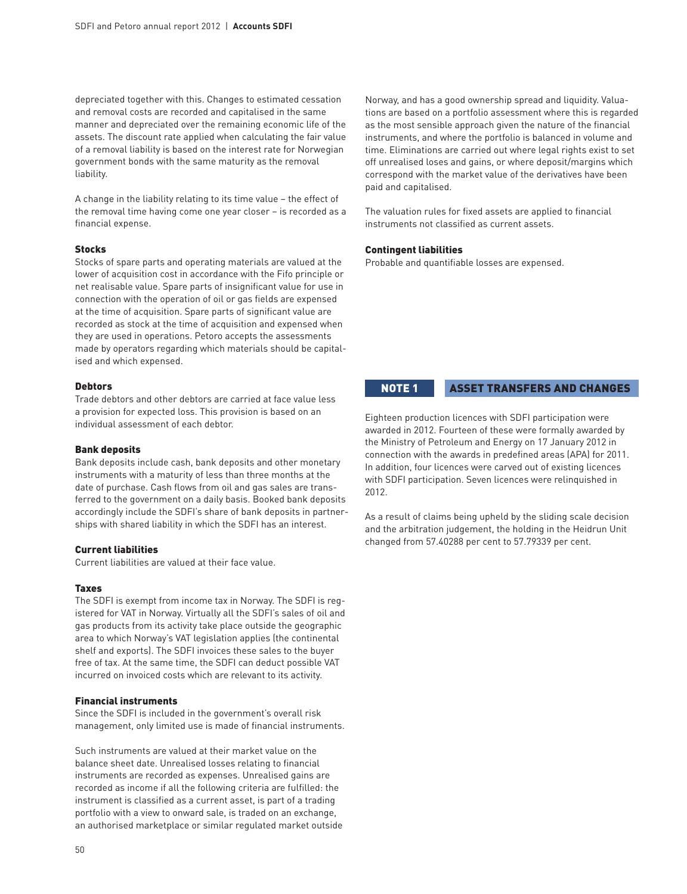depreciated together with this. Changes to estimated cessation and removal costs are recorded and capitalised in the same manner and depreciated over the remaining economic life of the assets. The discount rate applied when calculating the fair value of a removal liability is based on the interest rate for Norwegian government bonds with the same maturity as the removal liability.

A change in the liability relating to its time value – the effect of the removal time having come one year closer – is recorded as a financial expense.

### Stocks

Stocks of spare parts and operating materials are valued at the lower of acquisition cost in accordance with the Fifo principle or net realisable value. Spare parts of insignificant value for use in connection with the operation of oil or gas fields are expensed at the time of acquisition. Spare parts of significant value are recorded as stock at the time of acquisition and expensed when they are used in operations. Petoro accepts the assessments made by operators regarding which materials should be capitalised and which expensed.

### Debtors

Trade debtors and other debtors are carried at face value less a provision for expected loss. This provision is based on an individual assessment of each debtor.

### Bank deposits

Bank deposits include cash, bank deposits and other monetary instruments with a maturity of less than three months at the date of purchase. Cash flows from oil and gas sales are transferred to the government on a daily basis. Booked bank deposits accordingly include the SDFI's share of bank deposits in partnerships with shared liability in which the SDFI has an interest.

### Current liabilities

Current liabilities are valued at their face value.

### Taxes

The SDFI is exempt from income tax in Norway. The SDFI is registered for VAT in Norway. Virtually all the SDFI's sales of oil and gas products from its activity take place outside the geographic area to which Norway's VAT legislation applies (the continental shelf and exports). The SDFI invoices these sales to the buyer free of tax. At the same time, the SDFI can deduct possible VAT incurred on invoiced costs which are relevant to its activity.

### Financial instruments

Since the SDFI is included in the government's overall risk management, only limited use is made of financial instruments.

Such instruments are valued at their market value on the balance sheet date. Unrealised losses relating to financial instruments are recorded as expenses. Unrealised gains are recorded as income if all the following criteria are fulfilled: the instrument is classified as a current asset, is part of a trading portfolio with a view to onward sale, is traded on an exchange, an authorised marketplace or similar regulated market outside Norway, and has a good ownership spread and liquidity. Valuations are based on a portfolio assessment where this is regarded as the most sensible approach given the nature of the financial instruments, and where the portfolio is balanced in volume and time. Eliminations are carried out where legal rights exist to set off unrealised loses and gains, or where deposit/margins which correspond with the market value of the derivatives have been paid and capitalised.

The valuation rules for fixed assets are applied to financial instruments not classified as current assets.

### Contingent liabilities

Probable and quantifiable losses are expensed.

## NOTE 1 ASSET TRANSFERS AND CHANGES

Eighteen production licences with SDFI participation were awarded in 2012. Fourteen of these were formally awarded by the Ministry of Petroleum and Energy on 17 January 2012 in connection with the awards in predefined areas (APA) for 2011. In addition, four licences were carved out of existing licences with SDFI participation. Seven licences were relinquished in 2012.

As a result of claims being upheld by the sliding scale decision and the arbitration judgement, the holding in the Heidrun Unit changed from 57.40288 per cent to 57.79339 per cent.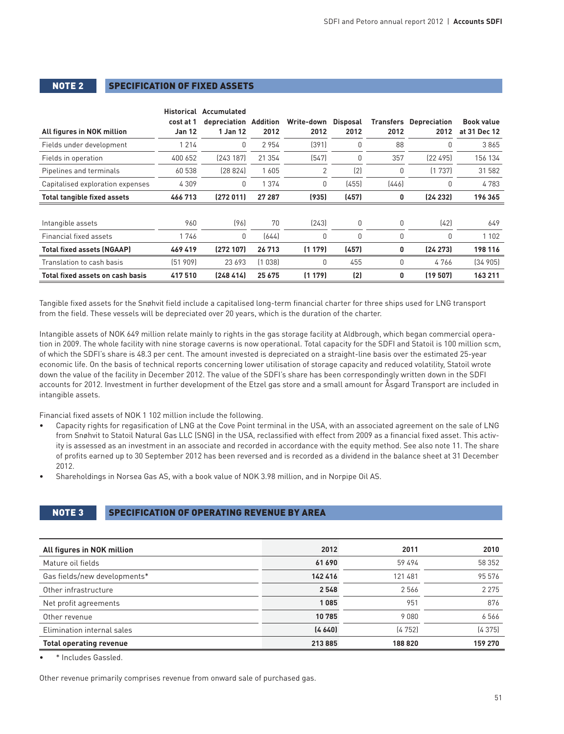## NOTE 2 SPECIFICATION OF FIXED ASSETS

| All figures in NOK million | Historical cost at 1 Jan 12 | Accumulated depreciation 1 Jan 12 | Addition 2012 | Write-down 2012 | Disposal 2012 | Transfers 2012 | Depreciation 2012 | Book value at 31 Dec 12 |
|---|---|---|---|---|---|---|---|---|
| Fields under development | 1 214 | 0 | 2 954 | (391) | 0 | 88 | 0 | 3 865 |
| Fields in operation | 400 652 | (243 187) | 21 354 | (547) | 0 | 357 | (22 495) | 156 134 |
| Pipelines and terminals | 60 538 | (28 824) | 1 605 | 2 | (2) | 0 | (1 737) | 31 582 |
| Capitalised exploration expenses | 4 309 | 0 | 1 374 | 0 | (455) | (446) | 0 | 4 783 |
| **Total tangible fixed assets** | **466 713** | **(272 011)** | **27 287** | **(935)** | **(457)** | **0** | **(24 232)** | **196 365** |
| | | | | | | | | |
| Intangible assets | 960 | (96) | 70 | (243) | 0 | 0 | (42) | 649 |
| Financial fixed assets | 1 746 | 0 | (644) | 0 | 0 | 0 | 0 | 1 102 |
| **Total fixed assets (NGAAP)** | **469 419** | **(272 107)** | **26 713** | **(1 179)** | **(457)** | **0** | **(24 273)** | **198 116** |
| Translation to cash basis | (51 909) | 23 693 | (1 038) | 0 | 455 | 0 | 4 766 | (34 905) |
| **Total fixed assets on cash basis** | **417 510** | **(248 414)** | **25 675** | **(1 179)** | **(2)** | **0** | **(19 507)** | **163 211** |

Tangible fixed assets for the Snøhvit field include a capitalised long-term financial charter for three ships used for LNG transport from the field. These vessels will be depreciated over 20 years, which is the duration of the charter.

Intangible assets of NOK 649 million relate mainly to rights in the gas storage facility at Aldbrough, which began commercial operation in 2009. The whole facility with nine storage caverns is now operational. Total capacity for the SDFI and Statoil is 100 million scm, of which the SDFI's share is 48.3 per cent. The amount invested is depreciated on a straight-line basis over the estimated 25-year economic life. On the basis of technical reports concerning lower utilisation of storage capacity and reduced volatility, Statoil wrote down the value of the facility in December 2012. The value of the SDFI's share has been correspondingly written down in the SDFI accounts for 2012. Investment in further development of the Etzel gas store and a small amount for Åsgard Transport are included in intangible assets.

Financial fixed assets of NOK 1 102 million include the following.

- Capacity rights for regasification of LNG at the Cove Point terminal in the USA, with an associated agreement on the sale of LNG from Snøhvit to Statoil Natural Gas LLC (SNG) in the USA, reclassified with effect from 2009 as a financial fixed asset. This activity is assessed as an investment in an associate and recorded in accordance with the equity method. See also note 11. The share of profits earned up to 30 September 2012 has been reversed and is recorded as a dividend in the balance sheet at 31 December 2012.
- Shareholdings in Norsea Gas AS, with a book value of NOK 3.98 million, and in Norpipe Oil AS.

## NOTE 3 SPECIFICATION OF OPERATING REVENUE BY AREA

| All figures in NOK million | 2012 | 2011 | 2010 |
|---|---|---|---|
| Mature oil fields | **61 690** | 59 494 | 58 352 |
| Gas fields/new developments* | **142 416** | 121 481 | 95 576 |
| Other infrastructure | **2 548** | 2 566 | 2 275 |
| Net profit agreements | **1 085** | 951 | 876 |
| Other revenue | **10 785** | 9 080 | 6 566 |
| Elimination internal sales | **(4 640)** | (4 752) | (4 375) |
| **Total operating revenue** | **213 885** | **188 820** | **159 270** |

- * Includes Gassled.

Other revenue primarily comprises revenue from onward sale of purchased gas.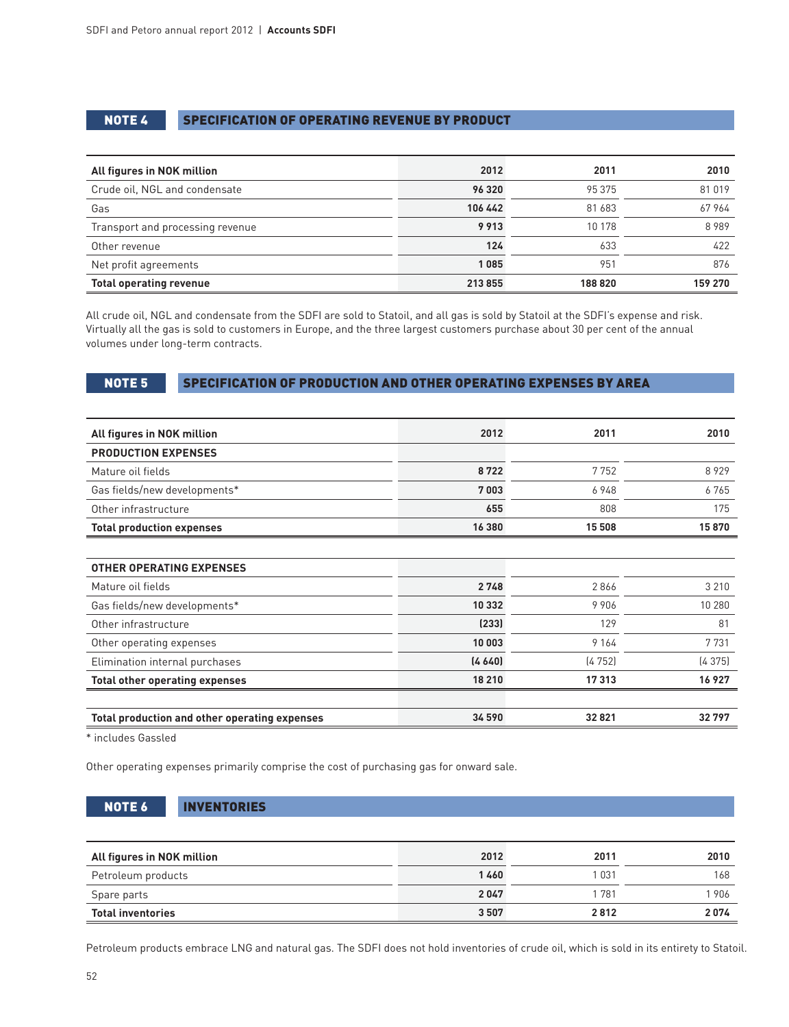## NOTE 4 SPECIFICATION OF OPERATING REVENUE BY PRODUCT

| All figures in NOK million | 2012 | 2011 | 2010 |
|---|---|---|---|
| Crude oil, NGL and condensate | **96 320** | 95 375 | 81 019 |
| Gas | **106 442** | 81 683 | 67 964 |
| Transport and processing revenue | **9 913** | 10 178 | 8 989 |
| Other revenue | **124** | 633 | 422 |
| Net profit agreements | **1 085** | 951 | 876 |
| **Total operating revenue** | **213 855** | **188 820** | **159 270** |

All crude oil, NGL and condensate from the SDFI are sold to Statoil, and all gas is sold by Statoil at the SDFI's expense and risk. Virtually all the gas is sold to customers in Europe, and the three largest customers purchase about 30 per cent of the annual volumes under long-term contracts.

## NOTE 5 SPECIFICATION OF PRODUCTION AND OTHER OPERATING EXPENSES BY AREA

| All figures in NOK million | 2012 | 2011 | 2010 |
|---|---|---|---|
| **PRODUCTION EXPENSES** | | | |
| Mature oil fields | **8 722** | 7 752 | 8 929 |
| Gas fields/new developments* | **7 003** | 6 948 | 6 765 |
| Other infrastructure | **655** | 808 | 175 |
| **Total production expenses** | **16 380** | **15 508** | **15 870** |
| | | | |
| **OTHER OPERATING EXPENSES** | | | |
| Mature oil fields | **2 748** | 2 866 | 3 210 |
| Gas fields/new developments* | **10 332** | 9 906 | 10 280 |
| Other infrastructure | **(233)** | 129 | 81 |
| Other operating expenses | **10 003** | 9 164 | 7 731 |
| Elimination internal purchases | **(4 640)** | (4 752) | (4 375) |
| **Total other operating expenses** | **18 210** | **17 313** | **16 927** |
| | | | |
| **Total production and other operating expenses** | **34 590** | **32 821** | **32 797** |

* includes Gassled

Other operating expenses primarily comprise the cost of purchasing gas for onward sale.

## NOTE 6 INVENTORIES

| All figures in NOK million | 2012 | 2011 | 2010 |
|---|---|---|---|
| Petroleum products | **1 460** | 1 031 | 168 |
| Spare parts | **2 047** | 1 781 | 1 906 |
| **Total inventories** | **3 507** | **2 812** | **2 074** |

Petroleum products embrace LNG and natural gas. The SDFI does not hold inventories of crude oil, which is sold in its entirety to Statoil.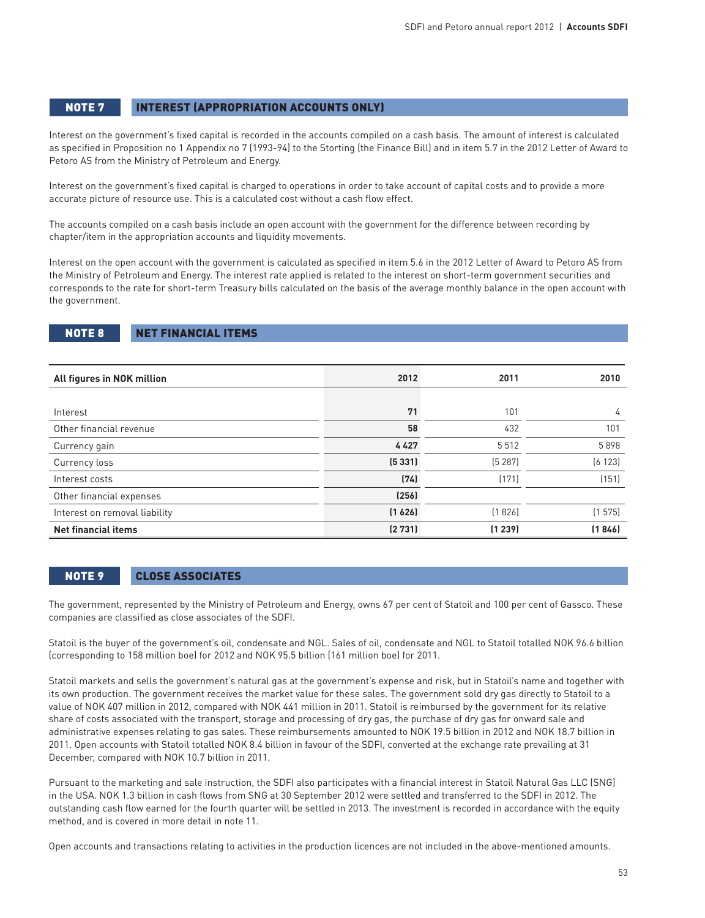## NOTE 7 INTEREST (APPROPRIATION ACCOUNTS ONLY)

Interest on the government's fixed capital is recorded in the accounts compiled on a cash basis. The amount of interest is calculated as specified in Proposition no 1 Appendix no 7 (1993-94) to the Storting (the Finance Bill) and in item 5.7 in the 2012 Letter of Award to Petoro AS from the Ministry of Petroleum and Energy.

Interest on the government's fixed capital is charged to operations in order to take account of capital costs and to provide a more accurate picture of resource use. This is a calculated cost without a cash flow effect.

The accounts compiled on a cash basis include an open account with the government for the difference between recording by chapter/item in the appropriation accounts and liquidity movements.

Interest on the open account with the government is calculated as specified in item 5.6 in the 2012 Letter of Award to Petoro AS from the Ministry of Petroleum and Energy. The interest rate applied is related to the interest on short-term government securities and corresponds to the rate for short-term Treasury bills calculated on the basis of the average monthly balance in the open account with the government.

## NOTE 8 NET FINANCIAL ITEMS

| All figures in NOK million | 2012 | 2011 | 2010 |
|---|---|---|---|
| Interest | **71** | 101 | 4 |
| Other financial revenue | **58** | 432 | 101 |
| Currency gain | **4 427** | 5 512 | 5 898 |
| Currency loss | **(5 331)** | (5 287) | (6 123) |
| Interest costs | **(74)** | (171) | (151) |
| Other financial expenses | **(256)** | | |
| Interest on removal liability | **(1 626)** | (1 826) | (1 575) |
| **Net financial items** | **(2 731)** | **(1 239)** | **(1 846)** |

## NOTE 9 CLOSE ASSOCIATES

The government, represented by the Ministry of Petroleum and Energy, owns 67 per cent of Statoil and 100 per cent of Gassco. These companies are classified as close associates of the SDFI.

Statoil is the buyer of the government's oil, condensate and NGL. Sales of oil, condensate and NGL to Statoil totalled NOK 96.6 billion (corresponding to 158 million boe) for 2012 and NOK 95.5 billion (161 million boe) for 2011.

Statoil markets and sells the government's natural gas at the government's expense and risk, but in Statoil's name and together with its own production. The government receives the market value for these sales. The government sold dry gas directly to Statoil to a value of NOK 407 million in 2012, compared with NOK 441 million in 2011. Statoil is reimbursed by the government for its relative share of costs associated with the transport, storage and processing of dry gas, the purchase of dry gas for onward sale and administrative expenses relating to gas sales. These reimbursements amounted to NOK 19.5 billion in 2012 and NOK 18.7 billion in 2011. Open accounts with Statoil totalled NOK 8.4 billion in favour of the SDFI, converted at the exchange rate prevailing at 31 December, compared with NOK 10.7 billion in 2011.

Pursuant to the marketing and sale instruction, the SDFI also participates with a financial interest in Statoil Natural Gas LLC (SNG) in the USA. NOK 1.3 billion in cash flows from SNG at 30 September 2012 were settled and transferred to the SDFI in 2012. The outstanding cash flow earned for the fourth quarter will be settled in 2013. The investment is recorded in accordance with the equity method, and is covered in more detail in note 11.

Open accounts and transactions relating to activities in the production licences are not included in the above-mentioned amounts.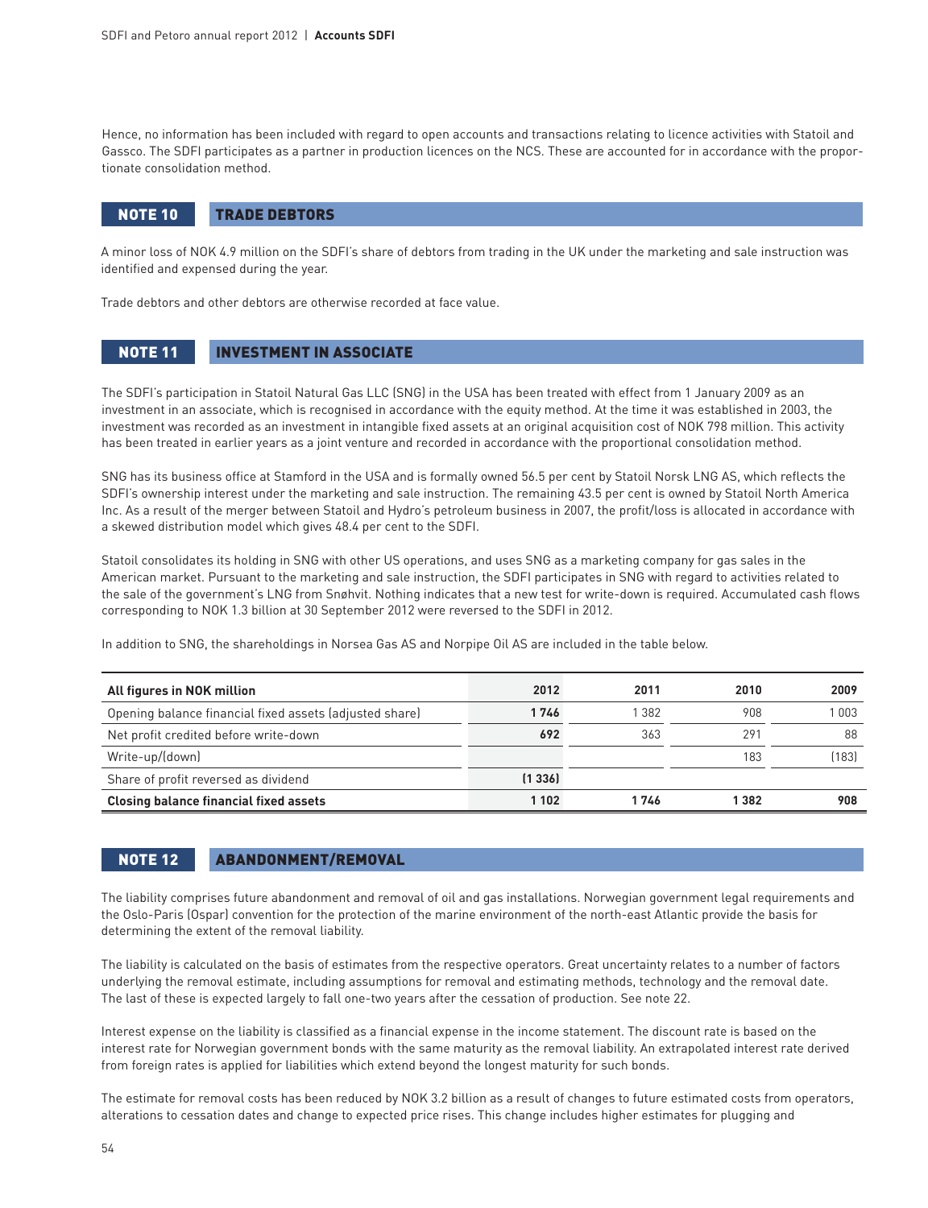Hence, no information has been included with regard to open accounts and transactions relating to licence activities with Statoil and Gassco. The SDFI participates as a partner in production licences on the NCS. These are accounted for in accordance with the proportionate consolidation method.

## NOTE 10 TRADE DEBTORS

A minor loss of NOK 4.9 million on the SDFI's share of debtors from trading in the UK under the marketing and sale instruction was identified and expensed during the year.

Trade debtors and other debtors are otherwise recorded at face value.

## NOTE 11 INVESTMENT IN ASSOCIATE

The SDFI's participation in Statoil Natural Gas LLC (SNG) in the USA has been treated with effect from 1 January 2009 as an investment in an associate, which is recognised in accordance with the equity method. At the time it was established in 2003, the investment was recorded as an investment in intangible fixed assets at an original acquisition cost of NOK 798 million. This activity has been treated in earlier years as a joint venture and recorded in accordance with the proportional consolidation method.

SNG has its business office at Stamford in the USA and is formally owned 56.5 per cent by Statoil Norsk LNG AS, which reflects the SDFI's ownership interest under the marketing and sale instruction. The remaining 43.5 per cent is owned by Statoil North America Inc. As a result of the merger between Statoil and Hydro's petroleum business in 2007, the profit/loss is allocated in accordance with a skewed distribution model which gives 48.4 per cent to the SDFI.

Statoil consolidates its holding in SNG with other US operations, and uses SNG as a marketing company for gas sales in the American market. Pursuant to the marketing and sale instruction, the SDFI participates in SNG with regard to activities related to the sale of the government's LNG from Snøhvit. Nothing indicates that a new test for write-down is required. Accumulated cash flows corresponding to NOK 1.3 billion at 30 September 2012 were reversed to the SDFI in 2012.

In addition to SNG, the shareholdings in Norsea Gas AS and Norpipe Oil AS are included in the table below.

| All figures in NOK million | 2012 | 2011 | 2010 | 2009 |
|---|---|---|---|---|
| Opening balance financial fixed assets (adjusted share) | **1 746** | 1 382 | 908 | 1 003 |
| Net profit credited before write-down | **692** | 363 | 291 | 88 |
| Write-up/(down) | | | 183 | (183) |
| Share of profit reversed as dividend | **(1 336)** | | | |
| **Closing balance financial fixed assets** | **1 102** | **1 746** | **1 382** | **908** |

## NOTE 12 ABANDONMENT/REMOVAL

The liability comprises future abandonment and removal of oil and gas installations. Norwegian government legal requirements and the Oslo-Paris (Ospar) convention for the protection of the marine environment of the north-east Atlantic provide the basis for determining the extent of the removal liability.

The liability is calculated on the basis of estimates from the respective operators. Great uncertainty relates to a number of factors underlying the removal estimate, including assumptions for removal and estimating methods, technology and the removal date. The last of these is expected largely to fall one-two years after the cessation of production. See note 22.

Interest expense on the liability is classified as a financial expense in the income statement. The discount rate is based on the interest rate for Norwegian government bonds with the same maturity as the removal liability. An extrapolated interest rate derived from foreign rates is applied for liabilities which extend beyond the longest maturity for such bonds.

The estimate for removal costs has been reduced by NOK 3.2 billion as a result of changes to future estimated costs from operators, alterations to cessation dates and change to expected price rises. This change includes higher estimates for plugging and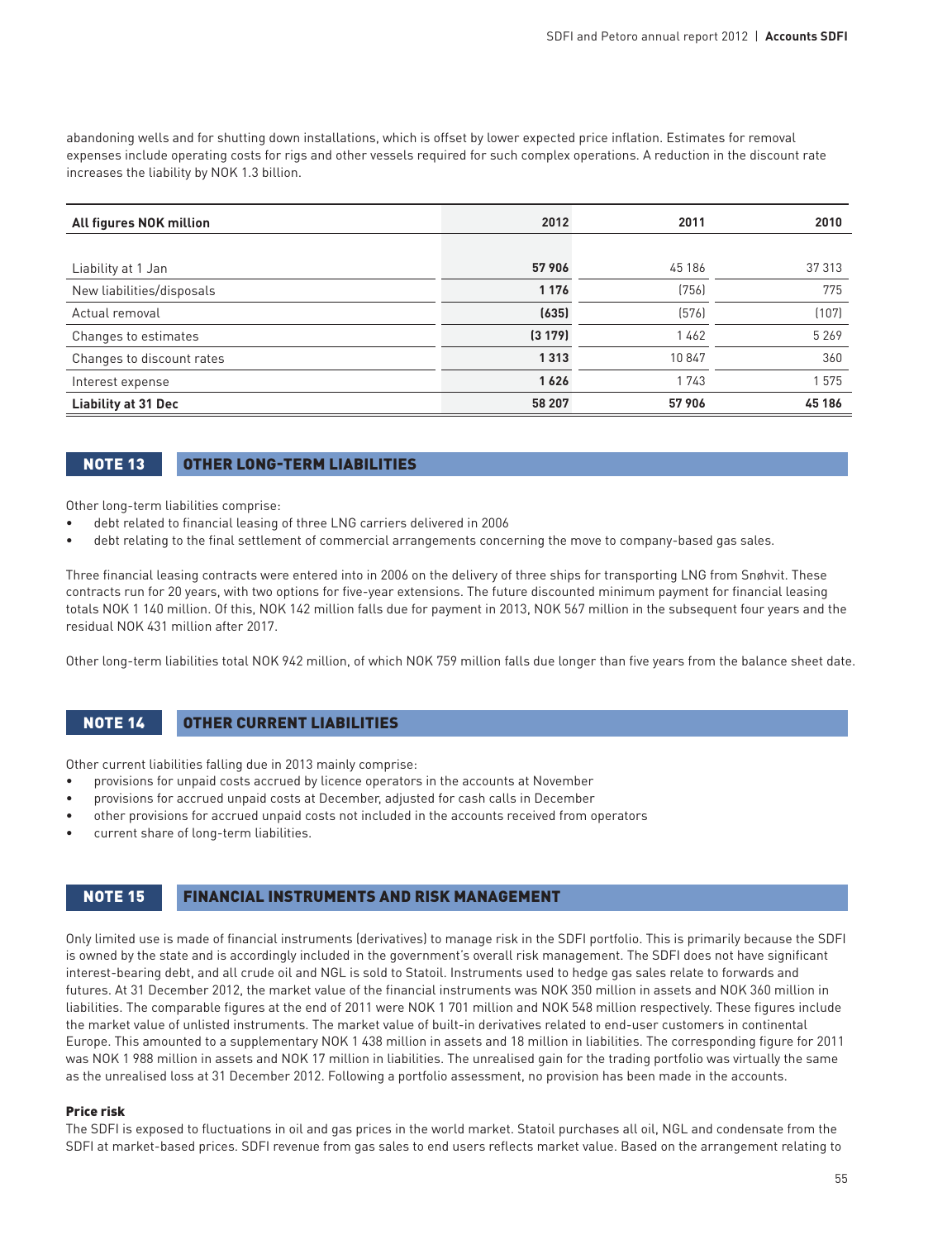abandoning wells and for shutting down installations, which is offset by lower expected price inflation. Estimates for removal expenses include operating costs for rigs and other vessels required for such complex operations. A reduction in the discount rate increases the liability by NOK 1.3 billion.

| All figures NOK million | 2012 | 2011 | 2010 |
|---|---|---|---|
| Liability at 1 Jan | **57 906** | 45 186 | 37 313 |
| New liabilities/disposals | **1 176** | (756) | 775 |
| Actual removal | **(635)** | (576) | (107) |
| Changes to estimates | **(3 179)** | 1 462 | 5 269 |
| Changes to discount rates | **1 313** | 10 847 | 360 |
| Interest expense | **1 626** | 1 743 | 1 575 |
| **Liability at 31 Dec** | **58 207** | **57 906** | **45 186** |

## NOTE 13 OTHER LONG-TERM LIABILITIES

Other long-term liabilities comprise:

- debt related to financial leasing of three LNG carriers delivered in 2006
- debt relating to the final settlement of commercial arrangements concerning the move to company-based gas sales.

Three financial leasing contracts were entered into in 2006 on the delivery of three ships for transporting LNG from Snøhvit. These contracts run for 20 years, with two options for five-year extensions. The future discounted minimum payment for financial leasing totals NOK 1 140 million. Of this, NOK 142 million falls due for payment in 2013, NOK 567 million in the subsequent four years and the residual NOK 431 million after 2017.

Other long-term liabilities total NOK 942 million, of which NOK 759 million falls due longer than five years from the balance sheet date.

## NOTE 14 OTHER CURRENT LIABILITIES

Other current liabilities falling due in 2013 mainly comprise:

- provisions for unpaid costs accrued by licence operators in the accounts at November
- provisions for accrued unpaid costs at December, adjusted for cash calls in December
- other provisions for accrued unpaid costs not included in the accounts received from operators
- current share of long-term liabilities.

## NOTE 15 FINANCIAL INSTRUMENTS AND RISK MANAGEMENT

Only limited use is made of financial instruments (derivatives) to manage risk in the SDFI portfolio. This is primarily because the SDFI is owned by the state and is accordingly included in the government's overall risk management. The SDFI does not have significant interest-bearing debt, and all crude oil and NGL is sold to Statoil. Instruments used to hedge gas sales relate to forwards and futures. At 31 December 2012, the market value of the financial instruments was NOK 350 million in assets and NOK 360 million in liabilities. The comparable figures at the end of 2011 were NOK 1 701 million and NOK 548 million respectively. These figures include the market value of unlisted instruments. The market value of built-in derivatives related to end-user customers in continental Europe. This amounted to a supplementary NOK 1 438 million in assets and 18 million in liabilities. The corresponding figure for 2011 was NOK 1 988 million in assets and NOK 17 million in liabilities. The unrealised gain for the trading portfolio was virtually the same as the unrealised loss at 31 December 2012. Following a portfolio assessment, no provision has been made in the accounts.

### Price risk

The SDFI is exposed to fluctuations in oil and gas prices in the world market. Statoil purchases all oil, NGL and condensate from the SDFI at market-based prices. SDFI revenue from gas sales to end users reflects market value. Based on the arrangement relating to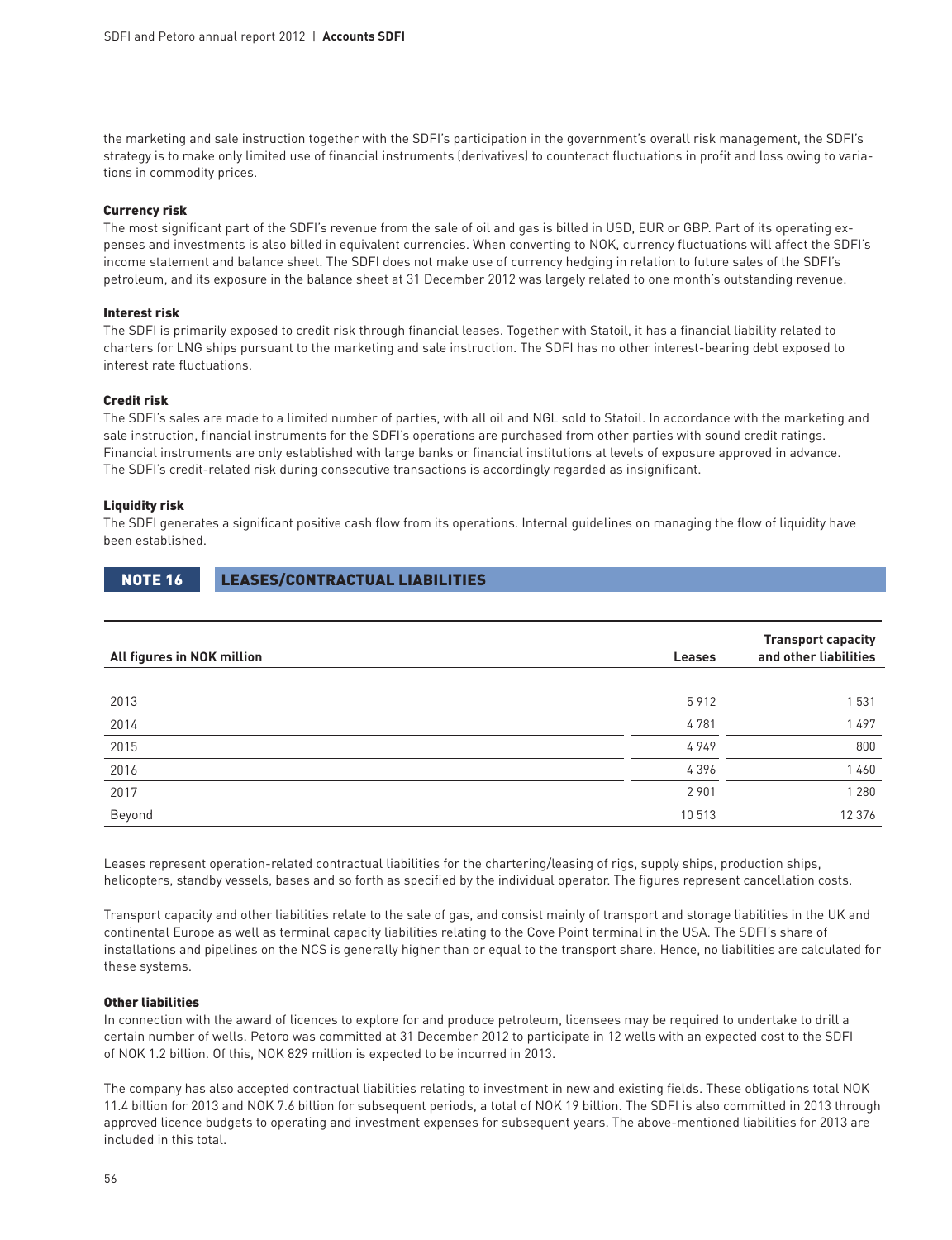the marketing and sale instruction together with the SDFI's participation in the government's overall risk management, the SDFI's strategy is to make only limited use of financial instruments (derivatives) to counteract fluctuations in profit and loss owing to variations in commodity prices.

### Currency risk

The most significant part of the SDFI's revenue from the sale of oil and gas is billed in USD, EUR or GBP. Part of its operating expenses and investments is also billed in equivalent currencies. When converting to NOK, currency fluctuations will affect the SDFI's income statement and balance sheet. The SDFI does not make use of currency hedging in relation to future sales of the SDFI's petroleum, and its exposure in the balance sheet at 31 December 2012 was largely related to one month's outstanding revenue.

### Interest risk

The SDFI is primarily exposed to credit risk through financial leases. Together with Statoil, it has a financial liability related to charters for LNG ships pursuant to the marketing and sale instruction. The SDFI has no other interest-bearing debt exposed to interest rate fluctuations.

### Credit risk

The SDFI's sales are made to a limited number of parties, with all oil and NGL sold to Statoil. In accordance with the marketing and sale instruction, financial instruments for the SDFI's operations are purchased from other parties with sound credit ratings. Financial instruments are only established with large banks or financial institutions at levels of exposure approved in advance. The SDFI's credit-related risk during consecutive transactions is accordingly regarded as insignificant.

### Liquidity risk

The SDFI generates a significant positive cash flow from its operations. Internal guidelines on managing the flow of liquidity have been established.

## NOTE 16 LEASES/CONTRACTUAL LIABILITIES

| All figures in NOK million | Leases | Transport capacity and other liabilities |
|---|---|---|
| 2013 | 5 912 | 1 531 |
| 2014 | 4 781 | 1 497 |
| 2015 | 4 949 | 800 |
| 2016 | 4 396 | 1 460 |
| 2017 | 2 901 | 1 280 |
| Beyond | 10 513 | 12 376 |

Leases represent operation-related contractual liabilities for the chartering/leasing of rigs, supply ships, production ships, helicopters, standby vessels, bases and so forth as specified by the individual operator. The figures represent cancellation costs.

Transport capacity and other liabilities relate to the sale of gas, and consist mainly of transport and storage liabilities in the UK and continental Europe as well as terminal capacity liabilities relating to the Cove Point terminal in the USA. The SDFI's share of installations and pipelines on the NCS is generally higher than or equal to the transport share. Hence, no liabilities are calculated for these systems.

### Other liabilities

In connection with the award of licences to explore for and produce petroleum, licensees may be required to undertake to drill a certain number of wells. Petoro was committed at 31 December 2012 to participate in 12 wells with an expected cost to the SDFI of NOK 1.2 billion. Of this, NOK 829 million is expected to be incurred in 2013.

The company has also accepted contractual liabilities relating to investment in new and existing fields. These obligations total NOK 11.4 billion for 2013 and NOK 7.6 billion for subsequent periods, a total of NOK 19 billion. The SDFI is also committed in 2013 through approved licence budgets to operating and investment expenses for subsequent years. The above-mentioned liabilities for 2013 are included in this total.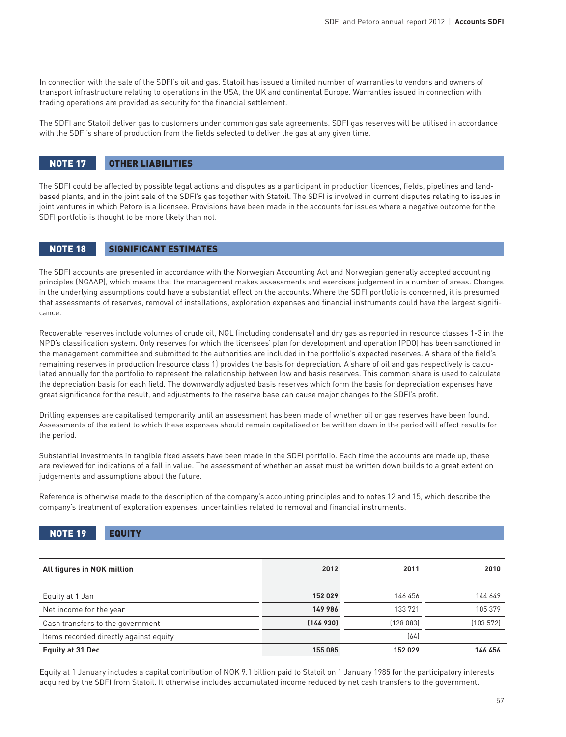In connection with the sale of the SDFI's oil and gas, Statoil has issued a limited number of warranties to vendors and owners of transport infrastructure relating to operations in the USA, the UK and continental Europe. Warranties issued in connection with trading operations are provided as security for the financial settlement.

The SDFI and Statoil deliver gas to customers under common gas sale agreements. SDFI gas reserves will be utilised in accordance with the SDFI's share of production from the fields selected to deliver the gas at any given time.

## NOTE 17 OTHER LIABILITIES

The SDFI could be affected by possible legal actions and disputes as a participant in production licences, fields, pipelines and land-based plants, and in the joint sale of the SDFI's gas together with Statoil. The SDFI is involved in current disputes relating to issues in joint ventures in which Petoro is a licensee. Provisions have been made in the accounts for issues where a negative outcome for the SDFI portfolio is thought to be more likely than not.

## NOTE 18 SIGNIFICANT ESTIMATES

The SDFI accounts are presented in accordance with the Norwegian Accounting Act and Norwegian generally accepted accounting principles (NGAAP), which means that the management makes assessments and exercises judgement in a number of areas. Changes in the underlying assumptions could have a substantial effect on the accounts. Where the SDFI portfolio is concerned, it is presumed that assessments of reserves, removal of installations, exploration expenses and financial instruments could have the largest significance.

Recoverable reserves include volumes of crude oil, NGL (including condensate) and dry gas as reported in resource classes 1-3 in the NPD's classification system. Only reserves for which the licensees' plan for development and operation (PDO) has been sanctioned in the management committee and submitted to the authorities are included in the portfolio's expected reserves. A share of the field's remaining reserves in production (resource class 1) provides the basis for depreciation. A share of oil and gas respectively is calculated annually for the portfolio to represent the relationship between low and basis reserves. This common share is used to calculate the depreciation basis for each field. The downwardly adjusted basis reserves which form the basis for depreciation expenses have great significance for the result, and adjustments to the reserve base can cause major changes to the SDFI's profit.

Drilling expenses are capitalised temporarily until an assessment has been made of whether oil or gas reserves have been found. Assessments of the extent to which these expenses should remain capitalised or be written down in the period will affect results for the period.

Substantial investments in tangible fixed assets have been made in the SDFI portfolio. Each time the accounts are made up, these are reviewed for indications of a fall in value. The assessment of whether an asset must be written down builds to a great extent on judgements and assumptions about the future.

Reference is otherwise made to the description of the company's accounting principles and to notes 12 and 15, which describe the company's treatment of exploration expenses, uncertainties related to removal and financial instruments.

## NOTE 19 EQUITY

| All figures in NOK million | 2012 | 2011 | 2010 |
|---|---|---|---|
| Equity at 1 Jan | **152 029** | 146 456 | 144 649 |
| Net income for the year | **149 986** | 133 721 | 105 379 |
| Cash transfers to the government | **(146 930)** | (128 083) | (103 572) |
| Items recorded directly against equity | | (64) | |
| **Equity at 31 Dec** | **155 085** | **152 029** | **146 456** |

Equity at 1 January includes a capital contribution of NOK 9.1 billion paid to Statoil on 1 January 1985 for the participatory interests acquired by the SDFI from Statoil. It otherwise includes accumulated income reduced by net cash transfers to the government.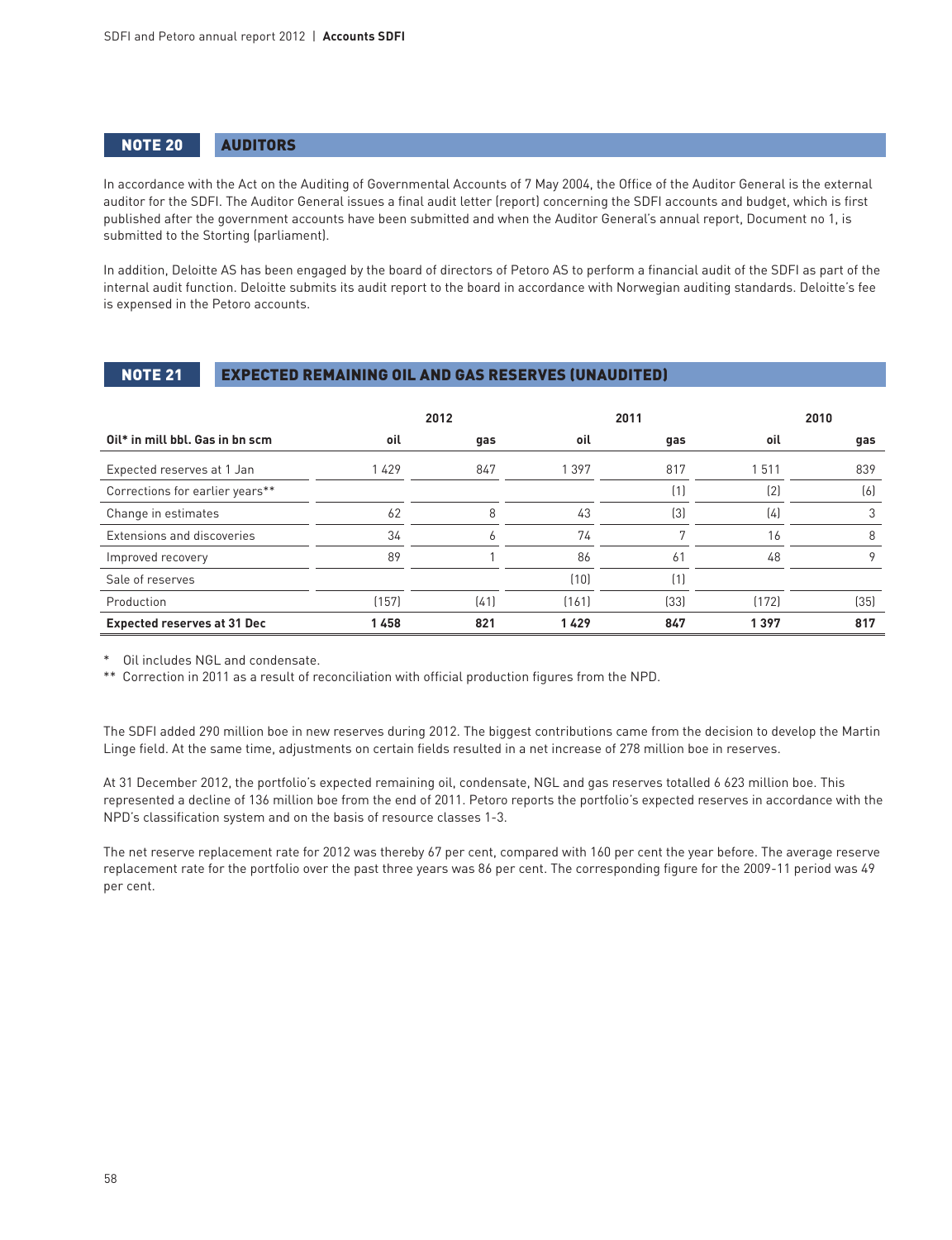## NOTE 20 AUDITORS

In accordance with the Act on the Auditing of Governmental Accounts of 7 May 2004, the Office of the Auditor General is the external auditor for the SDFI. The Auditor General issues a final audit letter (report) concerning the SDFI accounts and budget, which is first published after the government accounts have been submitted and when the Auditor General's annual report, Document no 1, is submitted to the Storting (parliament).

In addition, Deloitte AS has been engaged by the board of directors of Petoro AS to perform a financial audit of the SDFI as part of the internal audit function. Deloitte submits its audit report to the board in accordance with Norwegian auditing standards. Deloitte's fee is expensed in the Petoro accounts.

## NOTE 21 EXPECTED REMAINING OIL AND GAS RESERVES (UNAUDITED)

| | 2012 | | 2011 | | 2010 | |
|---|---|---|---|---|---|---|
| **Oil* in mill bbl. Gas in bn scm** | **oil** | **gas** | **oil** | **gas** | **oil** | **gas** |
| Expected reserves at 1 Jan | 1 429 | 847 | 1 397 | 817 | 1 511 | 839 |
| Corrections for earlier years** | | | | (1) | (2) | (6) |
| Change in estimates | 62 | 8 | 43 | (3) | (4) | 3 |
| Extensions and discoveries | 34 | 6 | 74 | 7 | 16 | 8 |
| Improved recovery | 89 | 1 | 86 | 61 | 48 | 9 |
| Sale of reserves | | | (10) | (1) | | |
| Production | (157) | (41) | (161) | (33) | (172) | (35) |
| **Expected reserves at 31 Dec** | **1 458** | **821** | **1 429** | **847** | **1 397** | **817** |

\* Oil includes NGL and condensate.

\*\* Correction in 2011 as a result of reconciliation with official production figures from the NPD.

The SDFI added 290 million boe in new reserves during 2012. The biggest contributions came from the decision to develop the Martin Linge field. At the same time, adjustments on certain fields resulted in a net increase of 278 million boe in reserves.

At 31 December 2012, the portfolio's expected remaining oil, condensate, NGL and gas reserves totalled 6 623 million boe. This represented a decline of 136 million boe from the end of 2011. Petoro reports the portfolio's expected reserves in accordance with the NPD's classification system and on the basis of resource classes 1-3.

The net reserve replacement rate for 2012 was thereby 67 per cent, compared with 160 per cent the year before. The average reserve replacement rate for the portfolio over the past three years was 86 per cent. The corresponding figure for the 2009-11 period was 49 per cent.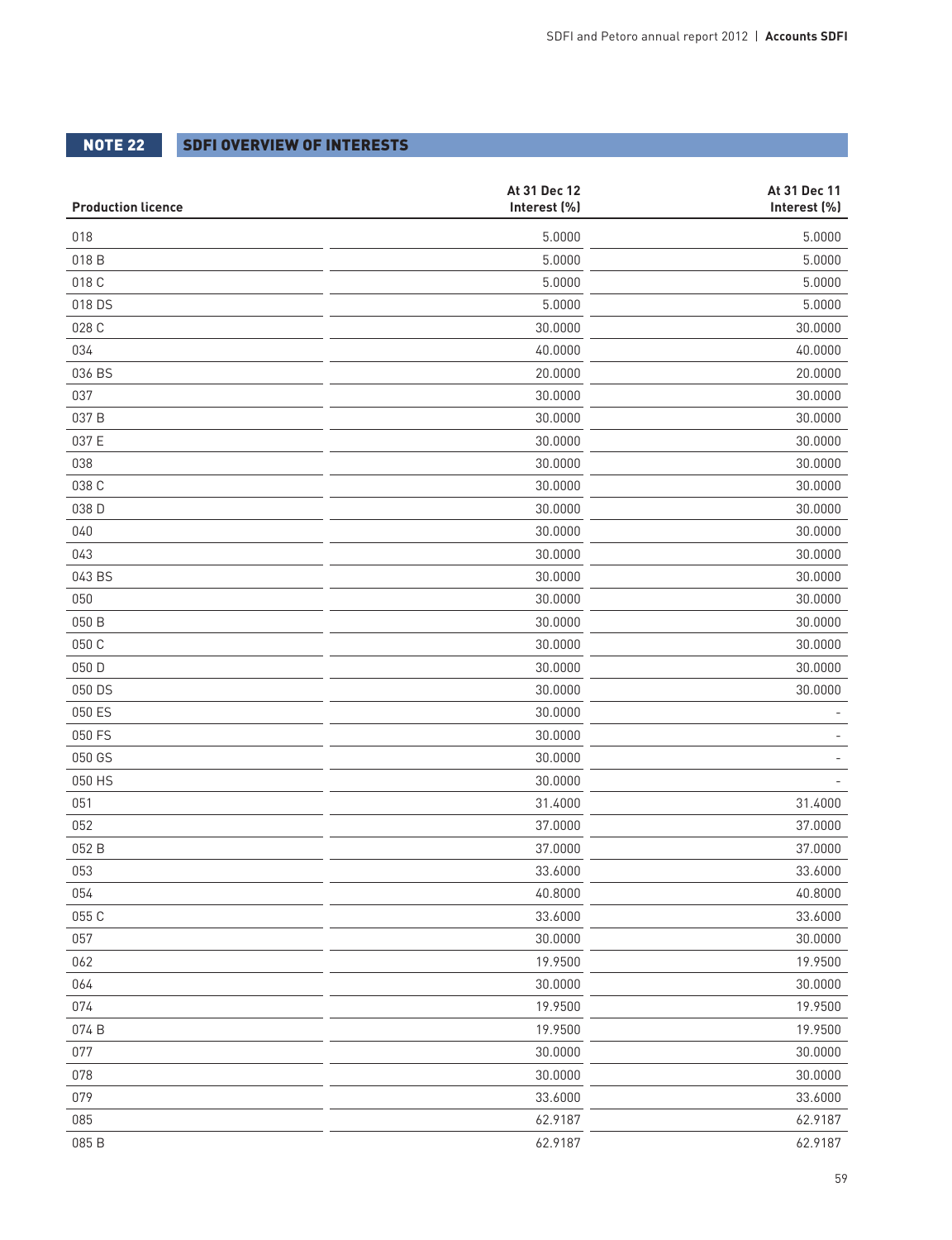## NOTE 22 SDFI OVERVIEW OF INTERESTS

| Production licence | At 31 Dec 12 Interest (%) | At 31 Dec 11 Interest (%) |
|---|---|---|
| 018 | 5.0000 | 5.0000 |
| 018 B | 5.0000 | 5.0000 |
| 018 C | 5.0000 | 5.0000 |
| 018 DS | 5.0000 | 5.0000 |
| 028 C | 30.0000 | 30.0000 |
| 034 | 40.0000 | 40.0000 |
| 036 BS | 20.0000 | 20.0000 |
| 037 | 30.0000 | 30.0000 |
| 037 B | 30.0000 | 30.0000 |
| 037 E | 30.0000 | 30.0000 |
| 038 | 30.0000 | 30.0000 |
| 038 C | 30.0000 | 30.0000 |
| 038 D | 30.0000 | 30.0000 |
| 040 | 30.0000 | 30.0000 |
| 043 | 30.0000 | 30.0000 |
| 043 BS | 30.0000 | 30.0000 |
| 050 | 30.0000 | 30.0000 |
| 050 B | 30.0000 | 30.0000 |
| 050 C | 30.0000 | 30.0000 |
| 050 D | 30.0000 | 30.0000 |
| 050 DS | 30.0000 | 30.0000 |
| 050 ES | 30.0000 | - |
| 050 FS | 30.0000 | - |
| 050 GS | 30.0000 | - |
| 050 HS | 30.0000 | - |
| 051 | 31.4000 | 31.4000 |
| 052 | 37.0000 | 37.0000 |
| 052 B | 37.0000 | 37.0000 |
| 053 | 33.6000 | 33.6000 |
| 054 | 40.8000 | 40.8000 |
| 055 C | 33.6000 | 33.6000 |
| 057 | 30.0000 | 30.0000 |
| 062 | 19.9500 | 19.9500 |
| 064 | 30.0000 | 30.0000 |
| 074 | 19.9500 | 19.9500 |
| 074 B | 19.9500 | 19.9500 |
| 077 | 30.0000 | 30.0000 |
| 078 | 30.0000 | 30.0000 |
| 079 | 33.6000 | 33.6000 |
| 085 | 62.9187 | 62.9187 |
| 085 B | 62.9187 | 62.9187 |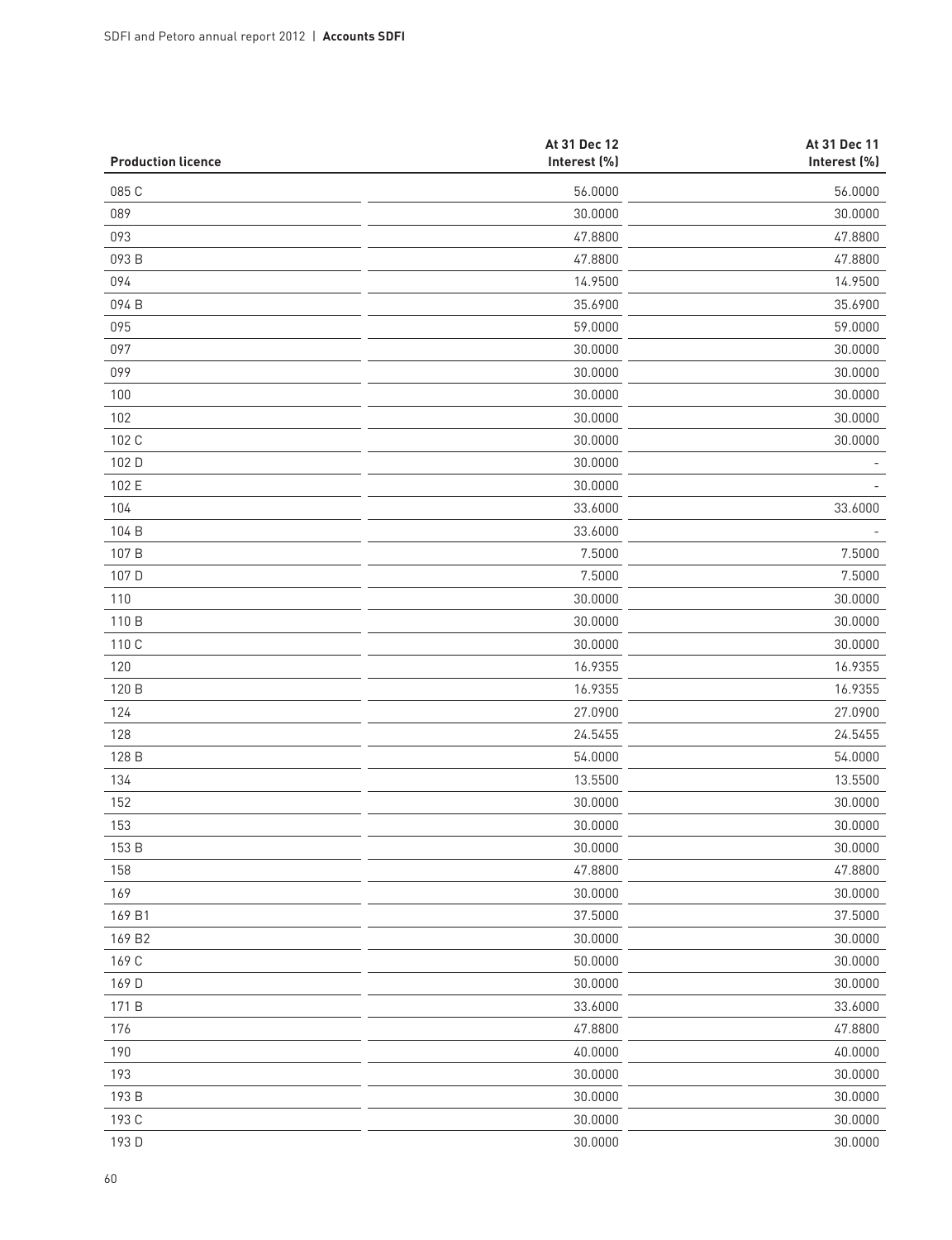| Production licence | At 31 Dec 12 Interest (%) | At 31 Dec 11 Interest (%) |
|---|---|---|
| 085 C | 56.0000 | 56.0000 |
| 089 | 30.0000 | 30.0000 |
| 093 | 47.8800 | 47.8800 |
| 093 B | 47.8800 | 47.8800 |
| 094 | 14.9500 | 14.9500 |
| 094 B | 35.6900 | 35.6900 |
| 095 | 59.0000 | 59.0000 |
| 097 | 30.0000 | 30.0000 |
| 099 | 30.0000 | 30.0000 |
| 100 | 30.0000 | 30.0000 |
| 102 | 30.0000 | 30.0000 |
| 102 C | 30.0000 | 30.0000 |
| 102 D | 30.0000 | - |
| 102 E | 30.0000 | - |
| 104 | 33.6000 | 33.6000 |
| 104 B | 33.6000 | - |
| 107 B | 7.5000 | 7.5000 |
| 107 D | 7.5000 | 7.5000 |
| 110 | 30.0000 | 30.0000 |
| 110 B | 30.0000 | 30.0000 |
| 110 C | 30.0000 | 30.0000 |
| 120 | 16.9355 | 16.9355 |
| 120 B | 16.9355 | 16.9355 |
| 124 | 27.0900 | 27.0900 |
| 128 | 24.5455 | 24.5455 |
| 128 B | 54.0000 | 54.0000 |
| 134 | 13.5500 | 13.5500 |
| 152 | 30.0000 | 30.0000 |
| 153 | 30.0000 | 30.0000 |
| 153 B | 30.0000 | 30.0000 |
| 158 | 47.8800 | 47.8800 |
| 169 | 30.0000 | 30.0000 |
| 169 B1 | 37.5000 | 37.5000 |
| 169 B2 | 30.0000 | 30.0000 |
| 169 C | 50.0000 | 30.0000 |
| 169 D | 30.0000 | 30.0000 |
| 171 B | 33.6000 | 33.6000 |
| 176 | 47.8800 | 47.8800 |
| 190 | 40.0000 | 40.0000 |
| 193 | 30.0000 | 30.0000 |
| 193 B | 30.0000 | 30.0000 |
| 193 C | 30.0000 | 30.0000 |
| 193 D | 30.0000 | 30.0000 |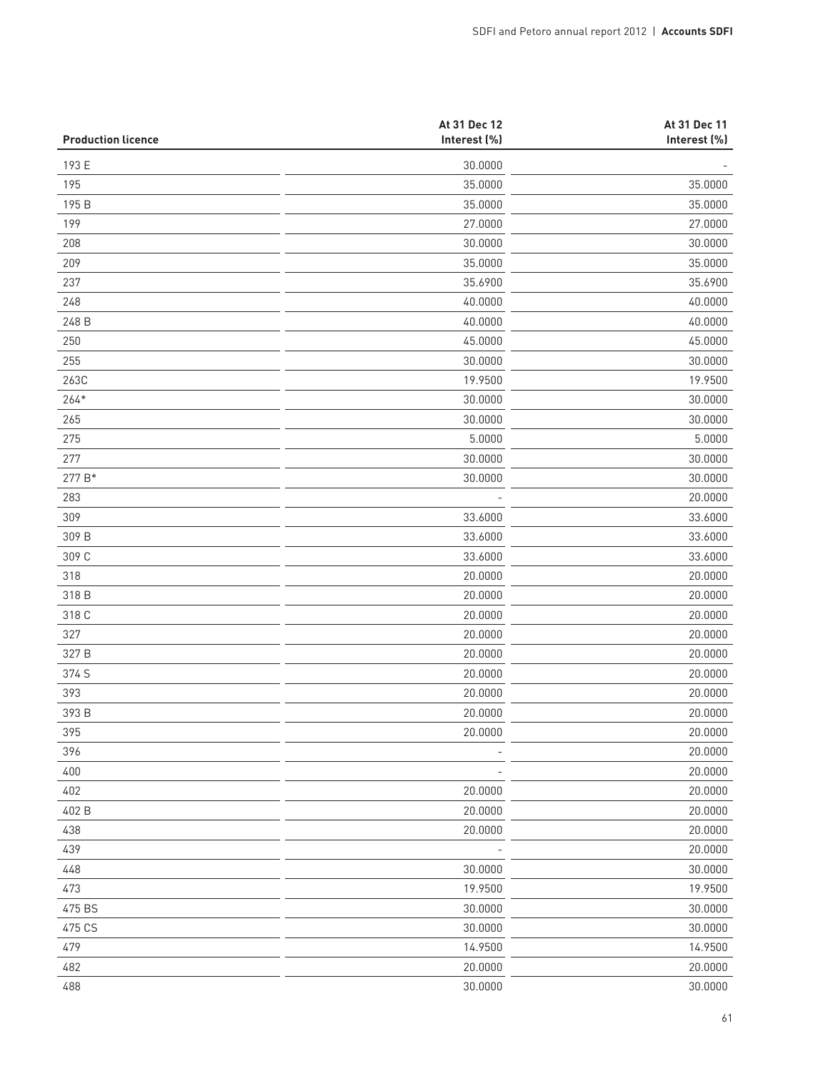| Production licence | At 31 Dec 12 Interest (%) | At 31 Dec 11 Interest (%) |
|---|---|---|
| 193 E | 30.0000 | - |
| 195 | 35.0000 | 35.0000 |
| 195 B | 35.0000 | 35.0000 |
| 199 | 27.0000 | 27.0000 |
| 208 | 30.0000 | 30.0000 |
| 209 | 35.0000 | 35.0000 |
| 237 | 35.6900 | 35.6900 |
| 248 | 40.0000 | 40.0000 |
| 248 B | 40.0000 | 40.0000 |
| 250 | 45.0000 | 45.0000 |
| 255 | 30.0000 | 30.0000 |
| 263C | 19.9500 | 19.9500 |
| 264* | 30.0000 | 30.0000 |
| 265 | 30.0000 | 30.0000 |
| 275 | 5.0000 | 5.0000 |
| 277 | 30.0000 | 30.0000 |
| 277 B* | 30.0000 | 30.0000 |
| 283 | - | 20.0000 |
| 309 | 33.6000 | 33.6000 |
| 309 B | 33.6000 | 33.6000 |
| 309 C | 33.6000 | 33.6000 |
| 318 | 20.0000 | 20.0000 |
| 318 B | 20.0000 | 20.0000 |
| 318 C | 20.0000 | 20.0000 |
| 327 | 20.0000 | 20.0000 |
| 327 B | 20.0000 | 20.0000 |
| 374 S | 20.0000 | 20.0000 |
| 393 | 20.0000 | 20.0000 |
| 393 B | 20.0000 | 20.0000 |
| 395 | 20.0000 | 20.0000 |
| 396 | - | 20.0000 |
| 400 | - | 20.0000 |
| 402 | 20.0000 | 20.0000 |
| 402 B | 20.0000 | 20.0000 |
| 438 | 20.0000 | 20.0000 |
| 439 | - | 20.0000 |
| 448 | 30.0000 | 30.0000 |
| 473 | 19.9500 | 19.9500 |
| 475 BS | 30.0000 | 30.0000 |
| 475 CS | 30.0000 | 30.0000 |
| 479 | 14.9500 | 14.9500 |
| 482 | 20.0000 | 20.0000 |
| 488 | 30.0000 | 30.0000 |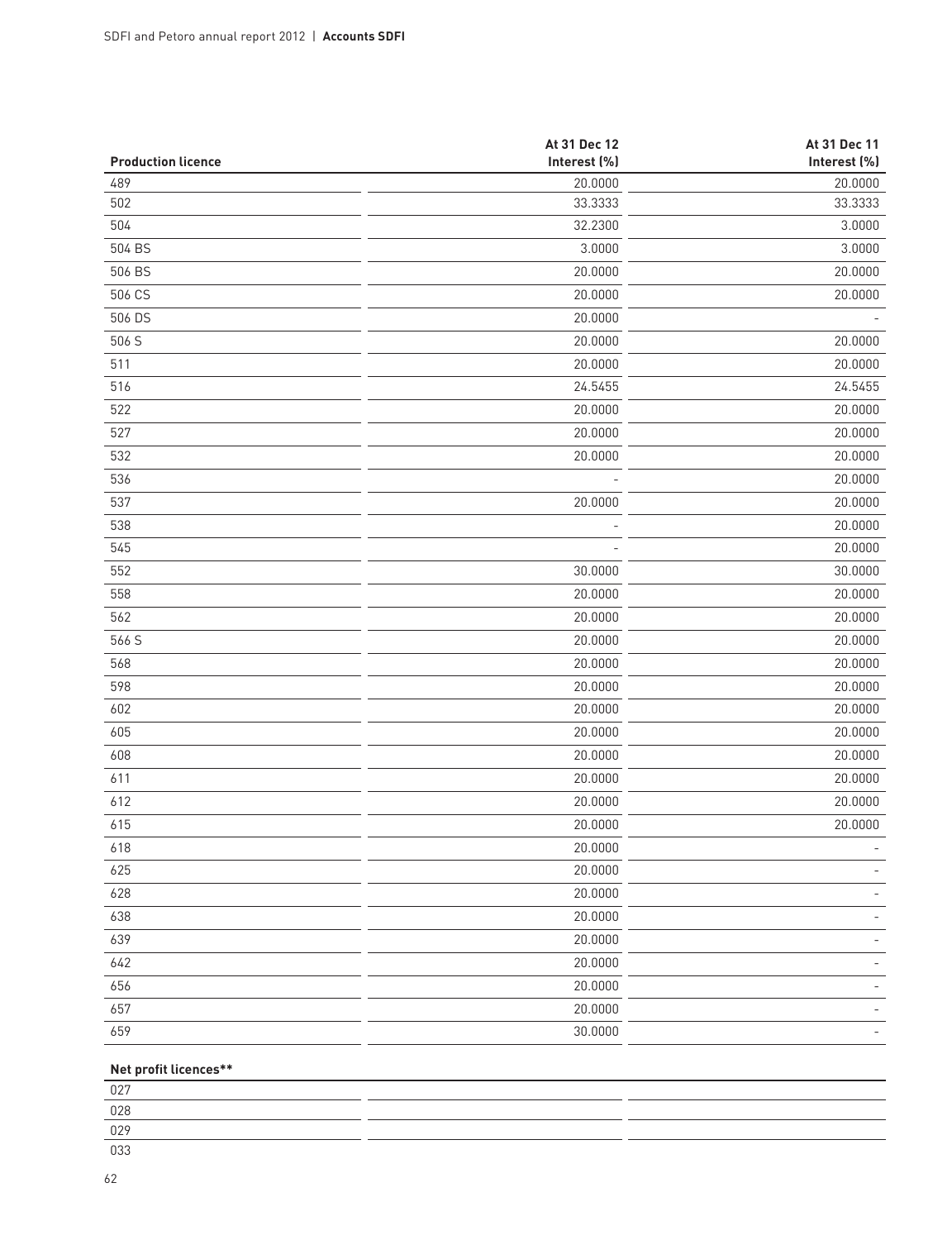| Production licence | At 31 Dec 12 Interest (%) | At 31 Dec 11 Interest (%) |
|---|---|---|
| 489 | 20.0000 | 20.0000 |
| 502 | 33.3333 | 33.3333 |
| 504 | 32.2300 | 3.0000 |
| 504 BS | 3.0000 | 3.0000 |
| 506 BS | 20.0000 | 20.0000 |
| 506 CS | 20.0000 | 20.0000 |
| 506 DS | 20.0000 | - |
| 506 S | 20.0000 | 20.0000 |
| 511 | 20.0000 | 20.0000 |
| 516 | 24.5455 | 24.5455 |
| 522 | 20.0000 | 20.0000 |
| 527 | 20.0000 | 20.0000 |
| 532 | 20.0000 | 20.0000 |
| 536 | - | 20.0000 |
| 537 | 20.0000 | 20.0000 |
| 538 | - | 20.0000 |
| 545 | - | 20.0000 |
| 552 | 30.0000 | 30.0000 |
| 558 | 20.0000 | 20.0000 |
| 562 | 20.0000 | 20.0000 |
| 566 S | 20.0000 | 20.0000 |
| 568 | 20.0000 | 20.0000 |
| 598 | 20.0000 | 20.0000 |
| 602 | 20.0000 | 20.0000 |
| 605 | 20.0000 | 20.0000 |
| 608 | 20.0000 | 20.0000 |
| 611 | 20.0000 | 20.0000 |
| 612 | 20.0000 | 20.0000 |
| 615 | 20.0000 | 20.0000 |
| 618 | 20.0000 | - |
| 625 | 20.0000 | - |
| 628 | 20.0000 | - |
| 638 | 20.0000 | - |
| 639 | 20.0000 | - |
| 642 | 20.0000 | - |
| 656 | 20.0000 | - |
| 657 | 20.0000 | - |
| 659 | 30.0000 | - |

| Net profit licences** | | |
|---|---|---|
| 027 | | |
| 028 | | |
| 029 | | |
| 033 | | |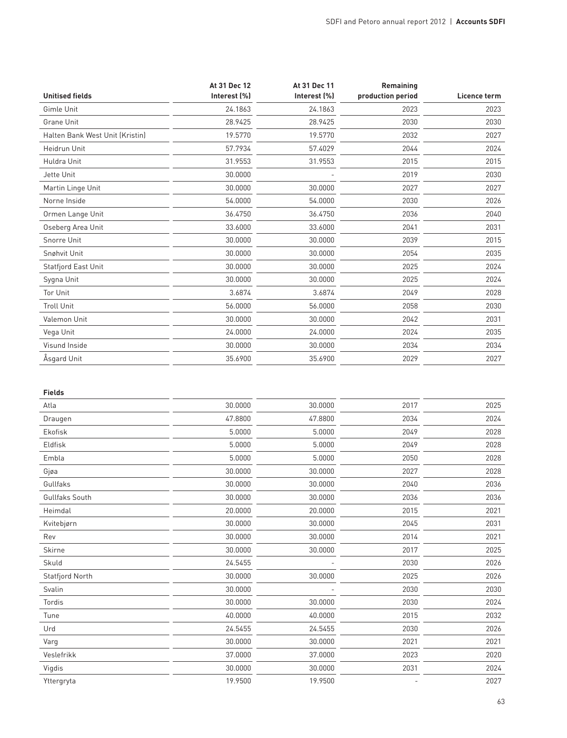| Unitised fields | At 31 Dec 12 Interest (%) | At 31 Dec 11 Interest (%) | Remaining production period | Licence term |
|---|---|---|---|---|
| Gimle Unit | 24.1863 | 24.1863 | 2023 | 2023 |
| Grane Unit | 28.9425 | 28.9425 | 2030 | 2030 |
| Halten Bank West Unit (Kristin) | 19.5770 | 19.5770 | 2032 | 2027 |
| Heidrun Unit | 57.7934 | 57.4029 | 2044 | 2024 |
| Huldra Unit | 31.9553 | 31.9553 | 2015 | 2015 |
| Jette Unit | 30.0000 | - | 2019 | 2030 |
| Martin Linge Unit | 30.0000 | 30.0000 | 2027 | 2027 |
| Norne Inside | 54.0000 | 54.0000 | 2030 | 2026 |
| Ormen Lange Unit | 36.4750 | 36.4750 | 2036 | 2040 |
| Oseberg Area Unit | 33.6000 | 33.6000 | 2041 | 2031 |
| Snorre Unit | 30.0000 | 30.0000 | 2039 | 2015 |
| Snøhvit Unit | 30.0000 | 30.0000 | 2054 | 2035 |
| Statfjord East Unit | 30.0000 | 30.0000 | 2025 | 2024 |
| Sygna Unit | 30.0000 | 30.0000 | 2025 | 2024 |
| Tor Unit | 3.6874 | 3.6874 | 2049 | 2028 |
| Troll Unit | 56.0000 | 56.0000 | 2058 | 2030 |
| Valemon Unit | 30.0000 | 30.0000 | 2042 | 2031 |
| Vega Unit | 24.0000 | 24.0000 | 2024 | 2035 |
| Visund Inside | 30.0000 | 30.0000 | 2034 | 2034 |
| Åsgard Unit | 35.6900 | 35.6900 | 2029 | 2027 |

| Fields | | | | |
|---|---|---|---|---|
| Atla | 30.0000 | 30.0000 | 2017 | 2025 |
| Draugen | 47.8800 | 47.8800 | 2034 | 2024 |
| Ekofisk | 5.0000 | 5.0000 | 2049 | 2028 |
| Eldfisk | 5.0000 | 5.0000 | 2049 | 2028 |
| Embla | 5.0000 | 5.0000 | 2050 | 2028 |
| Gjøa | 30.0000 | 30.0000 | 2027 | 2028 |
| Gullfaks | 30.0000 | 30.0000 | 2040 | 2036 |
| Gullfaks South | 30.0000 | 30.0000 | 2036 | 2036 |
| Heimdal | 20.0000 | 20.0000 | 2015 | 2021 |
| Kvitebjørn | 30.0000 | 30.0000 | 2045 | 2031 |
| Rev | 30.0000 | 30.0000 | 2014 | 2021 |
| Skirne | 30.0000 | 30.0000 | 2017 | 2025 |
| Skuld | 24.5455 | - | 2030 | 2026 |
| Statfjord North | 30.0000 | 30.0000 | 2025 | 2026 |
| Svalin | 30.0000 | - | 2030 | 2030 |
| Tordis | 30.0000 | 30.0000 | 2030 | 2024 |
| Tune | 40.0000 | 40.0000 | 2015 | 2032 |
| Urd | 24.5455 | 24.5455 | 2030 | 2026 |
| Varg | 30.0000 | 30.0000 | 2021 | 2021 |
| Veslefrikk | 37.0000 | 37.0000 | 2023 | 2020 |
| Vigdis | 30.0000 | 30.0000 | 2031 | 2024 |
| Yttergryta | 19.9500 | 19.9500 | - | 2027 |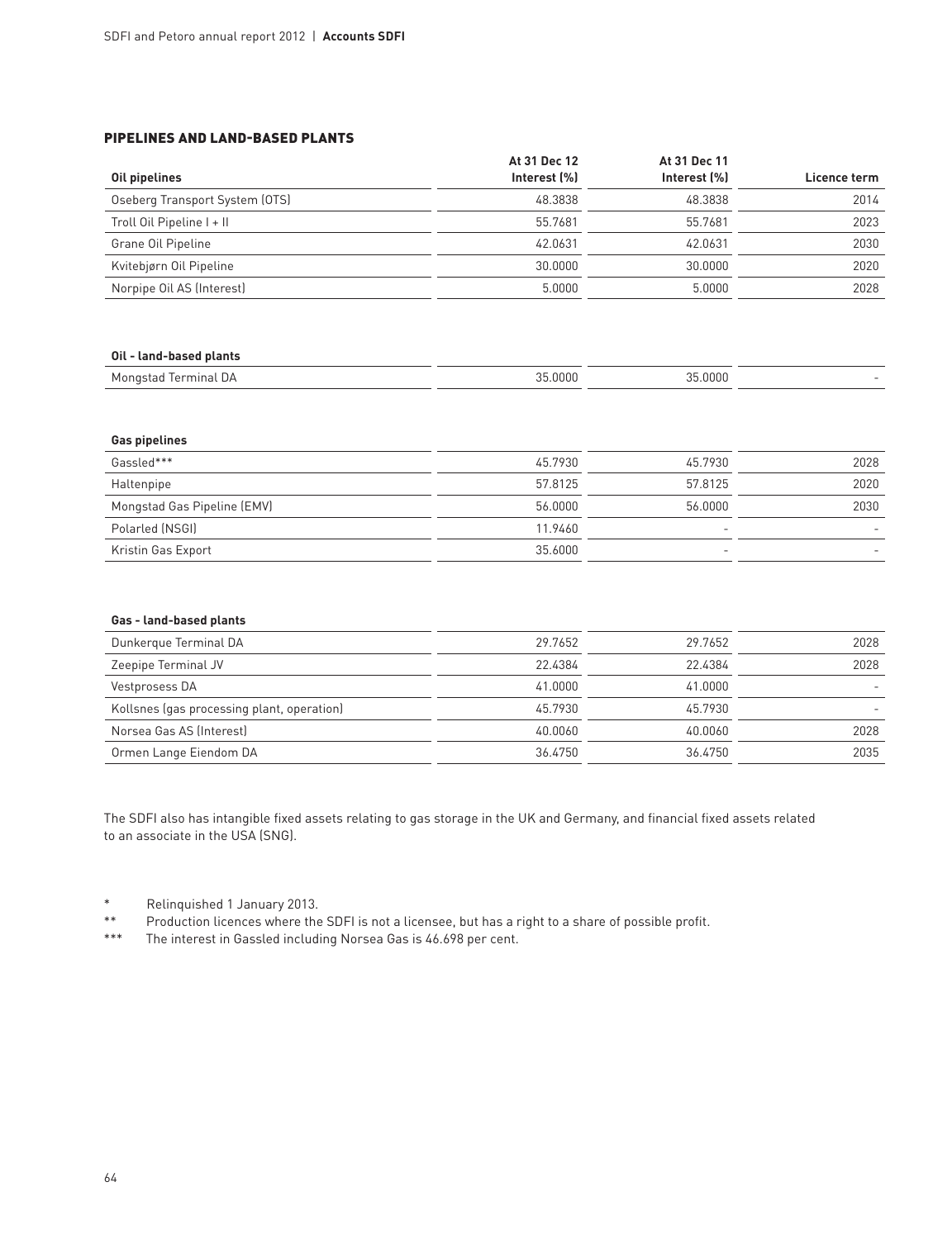## PIPELINES AND LAND-BASED PLANTS

| Oil pipelines | At 31 Dec 12 Interest (%) | At 31 Dec 11 Interest (%) | Licence term |
|---|---|---|---|
| Oseberg Transport System (OTS) | 48.3838 | 48.3838 | 2014 |
| Troll Oil Pipeline I + II | 55.7681 | 55.7681 | 2023 |
| Grane Oil Pipeline | 42.0631 | 42.0631 | 2030 |
| Kvitebjørn Oil Pipeline | 30.0000 | 30.0000 | 2020 |
| Norpipe Oil AS (Interest) | 5.0000 | 5.0000 | 2028 |

| Oil - land-based plants | | | |
|---|---|---|---|
| Mongstad Terminal DA | 35.0000 | 35.0000 | - |

| Gas pipelines | | | |
|---|---|---|---|
| Gassled*** | 45.7930 | 45.7930 | 2028 |
| Haltenpipe | 57.8125 | 57.8125 | 2020 |
| Mongstad Gas Pipeline (EMV) | 56.0000 | 56.0000 | 2030 |
| Polarled (NSGI) | 11.9460 | - | - |
| Kristin Gas Export | 35.6000 | - | - |

| Gas - land-based plants | | | |
|---|---|---|---|
| Dunkerque Terminal DA | 29.7652 | 29.7652 | 2028 |
| Zeepipe Terminal JV | 22.4384 | 22.4384 | 2028 |
| Vestprosess DA | 41.0000 | 41.0000 | - |
| Kollsnes (gas processing plant, operation) | 45.7930 | 45.7930 | - |
| Norsea Gas AS (Interest) | 40.0060 | 40.0060 | 2028 |
| Ormen Lange Eiendom DA | 36.4750 | 36.4750 | 2035 |

The SDFI also has intangible fixed assets relating to gas storage in the UK and Germany, and financial fixed assets related to an associate in the USA (SNG).

\* Relinquished 1 January 2013.

\** Production licences where the SDFI is not a licensee, but has a right to a share of possible profit.

\*** The interest in Gassled including Norsea Gas is 46.698 per cent.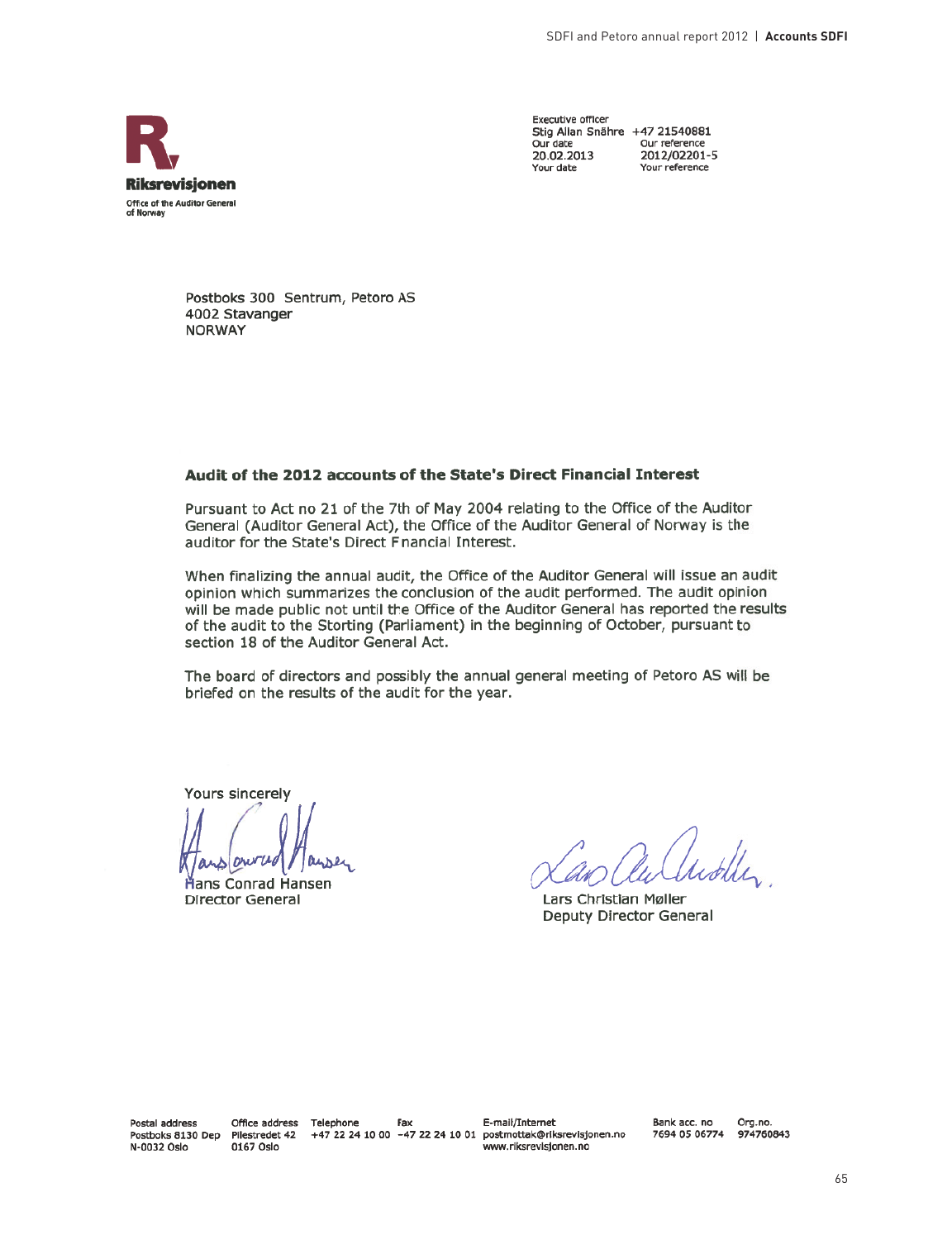**Riksrevisjonen**

Office of the Auditor General of Norway

| | |
|---|---|
| Executive officer | |
| Stig Allan Snåhre | +47 21540881 |
| Our date | Our reference |
| 20.02.2013 | 2012/02201-5 |
| Your date | Your reference |

Postboks 300 Sentrum, Petoro AS
4002 Stavanger
NORWAY

**Audit of the 2012 accounts of the State's Direct Financial Interest**

Pursuant to Act no 21 of the 7th of May 2004 relating to the Office of the Auditor General (Auditor General Act), the Office of the Auditor General of Norway is the auditor for the State's Direct Fnancial Interest.

When finalizing the annual audit, the Office of the Auditor General will issue an audit opinion which summarizes the conclusion of the audit performed. The audit opinion will be made public not until the Office of the Auditor General has reported the results of the audit to the Storting (Parliament) in the beginning of October, pursuant to section 18 of the Auditor General Act.

The board of directors and possibly the annual general meeting of Petoro AS will be briefed on the results of the audit for the year.

Yours sincerely

Hans Conrad Hansen
Director General

Lars Christian Møller
Deputy Director General

| Postal address | Office address | Telephone | Fax | E-mail/Internet | Bank acc. no | Org.no. |
|---|---|---|---|---|---|---|
| Postboks 8130 Dep N-0032 Oslo | Pilestredet 42 0167 Oslo | +47 22 24 10 00 | -47 22 24 10 01 | postmottak@riksrevisjonen.no www.riksrevisjonen.no | 7694 05 06774 | 974760843 |